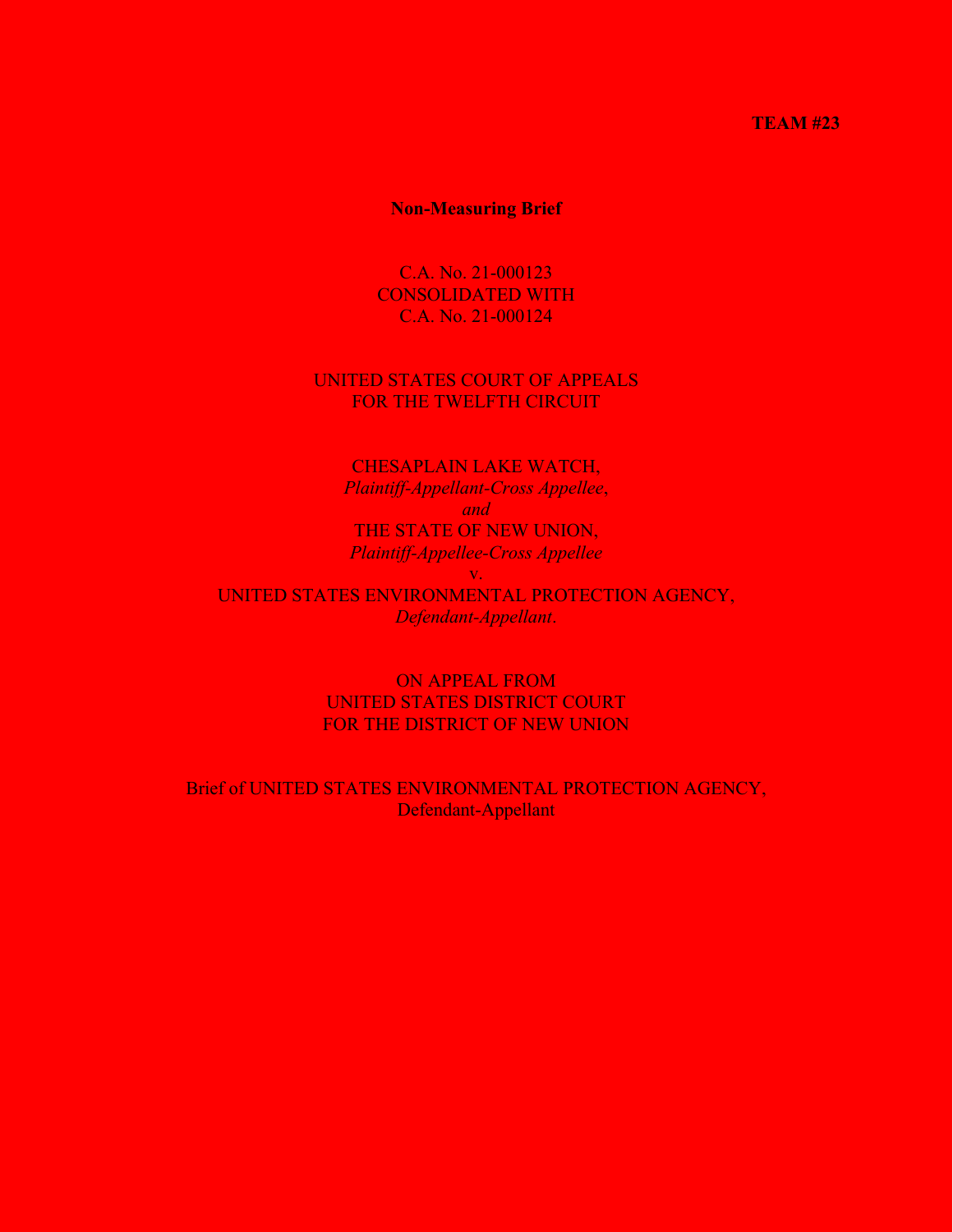**TEAM #23**

**Non-Measuring Brief**

C.A. No. 21-000123
CONSOLIDATED WITH
C.A. No. 21-000124

UNITED STATES COURT OF APPEALS
FOR THE TWELFTH CIRCUIT

CHESAPLAIN LAKE WATCH,
*Plaintiff-Appellant-Cross Appellee*,
*and*
THE STATE OF NEW UNION,
*Plaintiff-Appellee-Cross Appellee*
v.
UNITED STATES ENVIRONMENTAL PROTECTION AGENCY,
*Defendant-Appellant.*

ON APPEAL FROM
UNITED STATES DISTRICT COURT
FOR THE DISTRICT OF NEW UNION

Brief of UNITED STATES ENVIRONMENTAL PROTECTION AGENCY,
Defendant-Appellant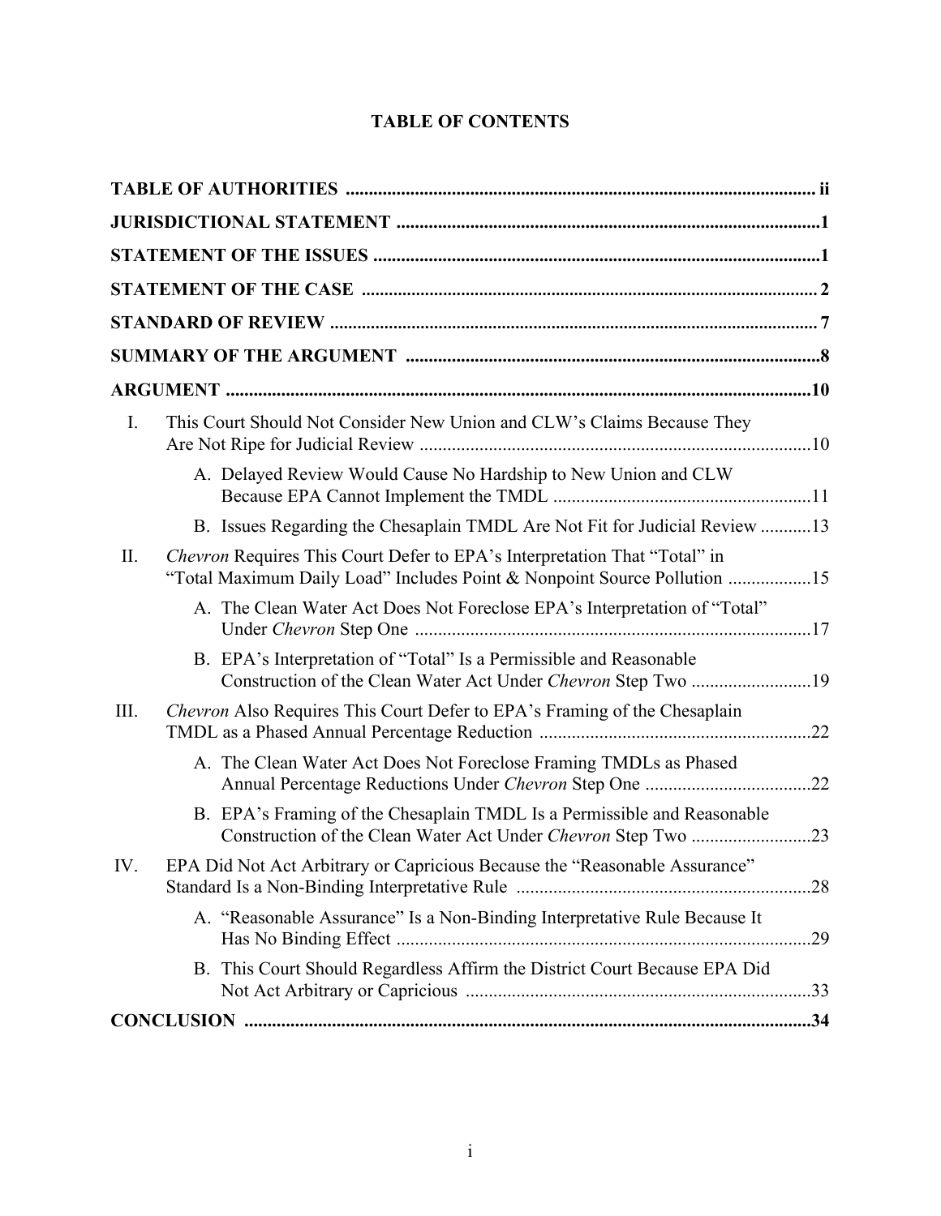# TABLE OF CONTENTS

**TABLE OF AUTHORITIES** ..... ii

**JURISDICTIONAL STATEMENT** ..... 1

**STATEMENT OF THE ISSUES** ..... 1

**STATEMENT OF THE CASE** ..... 2

**STANDARD OF REVIEW** ..... 7

**SUMMARY OF THE ARGUMENT** ..... 8

**ARGUMENT** ..... 10

I. This Court Should Not Consider New Union and CLW's Claims Because They Are Not Ripe for Judicial Review ..... 10

   A. Delayed Review Would Cause No Hardship to New Union and CLW Because EPA Cannot Implement the TMDL ..... 11

   B. Issues Regarding the Chesaplain TMDL Are Not Fit for Judicial Review ..... 13

II. *Chevron* Requires This Court Defer to EPA's Interpretation That "Total" in "Total Maximum Daily Load" Includes Point & Nonpoint Source Pollution ..... 15

   A. The Clean Water Act Does Not Foreclose EPA's Interpretation of "Total" Under *Chevron* Step One ..... 17

   B. EPA's Interpretation of "Total" Is a Permissible and Reasonable Construction of the Clean Water Act Under *Chevron* Step Two ..... 19

III. *Chevron* Also Requires This Court Defer to EPA's Framing of the Chesaplain TMDL as a Phased Annual Percentage Reduction ..... 22

   A. The Clean Water Act Does Not Foreclose Framing TMDLs as Phased Annual Percentage Reductions Under *Chevron* Step One ..... 22

   B. EPA's Framing of the Chesaplain TMDL Is a Permissible and Reasonable Construction of the Clean Water Act Under *Chevron* Step Two ..... 23

IV. EPA Did Not Act Arbitrary or Capricious Because the "Reasonable Assurance" Standard Is a Non-Binding Interpretative Rule ..... 28

   A. "Reasonable Assurance" Is a Non-Binding Interpretative Rule Because It Has No Binding Effect ..... 29

   B. This Court Should Regardless Affirm the District Court Because EPA Did Not Act Arbitrary or Capricious ..... 33

**CONCLUSION** ..... 34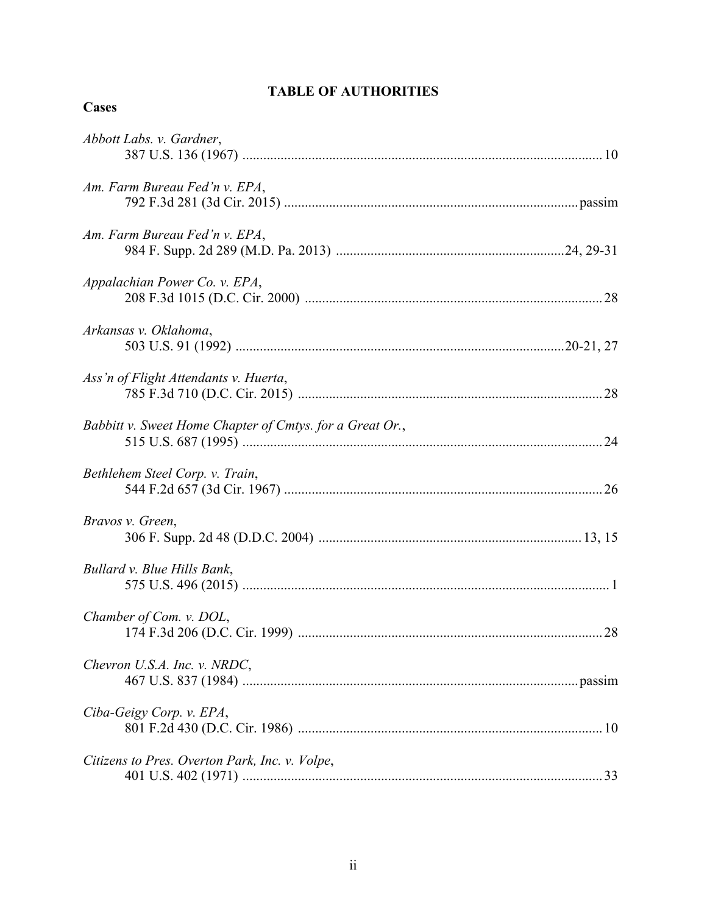## TABLE OF AUTHORITIES

### Cases

*Abbott Labs. v. Gardner*,
387 U.S. 136 (1967) .......... 10

*Am. Farm Bureau Fed'n v. EPA*,
792 F.3d 281 (3d Cir. 2015) .......... passim

*Am. Farm Bureau Fed'n v. EPA*,
984 F. Supp. 2d 289 (M.D. Pa. 2013) .......... 24, 29-31

*Appalachian Power Co. v. EPA*,
208 F.3d 1015 (D.C. Cir. 2000) .......... 28

*Arkansas v. Oklahoma*,
503 U.S. 91 (1992) .......... 20-21, 27

*Ass'n of Flight Attendants v. Huerta*,
785 F.3d 710 (D.C. Cir. 2015) .......... 28

*Babbitt v. Sweet Home Chapter of Cmtys. for a Great Or.*,
515 U.S. 687 (1995) .......... 24

*Bethlehem Steel Corp. v. Train*,
544 F.2d 657 (3d Cir. 1967) .......... 26

*Bravos v. Green*,
306 F. Supp. 2d 48 (D.D.C. 2004) .......... 13, 15

*Bullard v. Blue Hills Bank*,
575 U.S. 496 (2015) .......... 1

*Chamber of Com. v. DOL*,
174 F.3d 206 (D.C. Cir. 1999) .......... 28

*Chevron U.S.A. Inc. v. NRDC*,
467 U.S. 837 (1984) .......... passim

*Ciba-Geigy Corp. v. EPA*,
801 F.2d 430 (D.C. Cir. 1986) .......... 10

*Citizens to Pres. Overton Park, Inc. v. Volpe*,
401 U.S. 402 (1971) .......... 33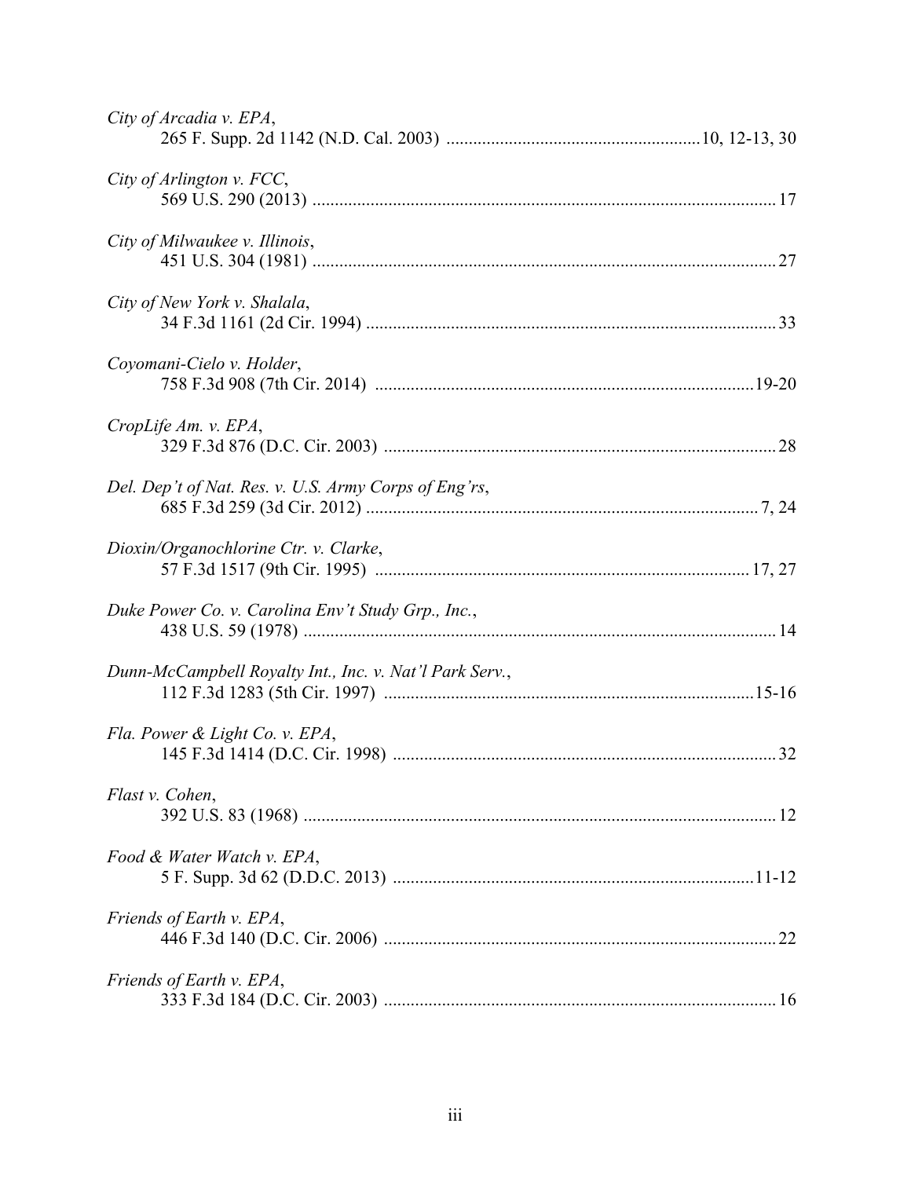*City of Arcadia v. EPA*,
265 F. Supp. 2d 1142 (N.D. Cal. 2003) ........................................................10, 12-13, 30

*City of Arlington v. FCC*,
569 U.S. 290 (2013) ....................................................................................................... 17

*City of Milwaukee v. Illinois*,
451 U.S. 304 (1981) ....................................................................................................... 27

*City of New York v. Shalala*,
34 F.3d 1161 (2d Cir. 1994) ........................................................................................... 33

*Coyomani-Cielo v. Holder*,
758 F.3d 908 (7th Cir. 2014) ....................................................................................19-20

*CropLife Am. v. EPA*,
329 F.3d 876 (D.C. Cir. 2003) ....................................................................................... 28

*Del. Dep't of Nat. Res. v. U.S. Army Corps of Eng'rs*,
685 F.3d 259 (3d Cir. 2012) ....................................................................................... 7, 24

*Dioxin/Organochlorine Ctr. v. Clarke*,
57 F.3d 1517 (9th Cir. 1995) ................................................................................... 17, 27

*Duke Power Co. v. Carolina Env't Study Grp., Inc.*,
438 U.S. 59 (1978) ......................................................................................................... 14

*Dunn-McCampbell Royalty Int., Inc. v. Nat'l Park Serv.*,
112 F.3d 1283 (5th Cir. 1997) ..................................................................................15-16

*Fla. Power & Light Co. v. EPA*,
145 F.3d 1414 (D.C. Cir. 1998) ..................................................................................... 32

*Flast v. Cohen*,
392 U.S. 83 (1968) ......................................................................................................... 12

*Food & Water Watch v. EPA*,
5 F. Supp. 3d 62 (D.D.C. 2013) ................................................................................11-12

*Friends of Earth v. EPA*,
446 F.3d 140 (D.C. Cir. 2006) ....................................................................................... 22

*Friends of Earth v. EPA*,
333 F.3d 184 (D.C. Cir. 2003) ....................................................................................... 16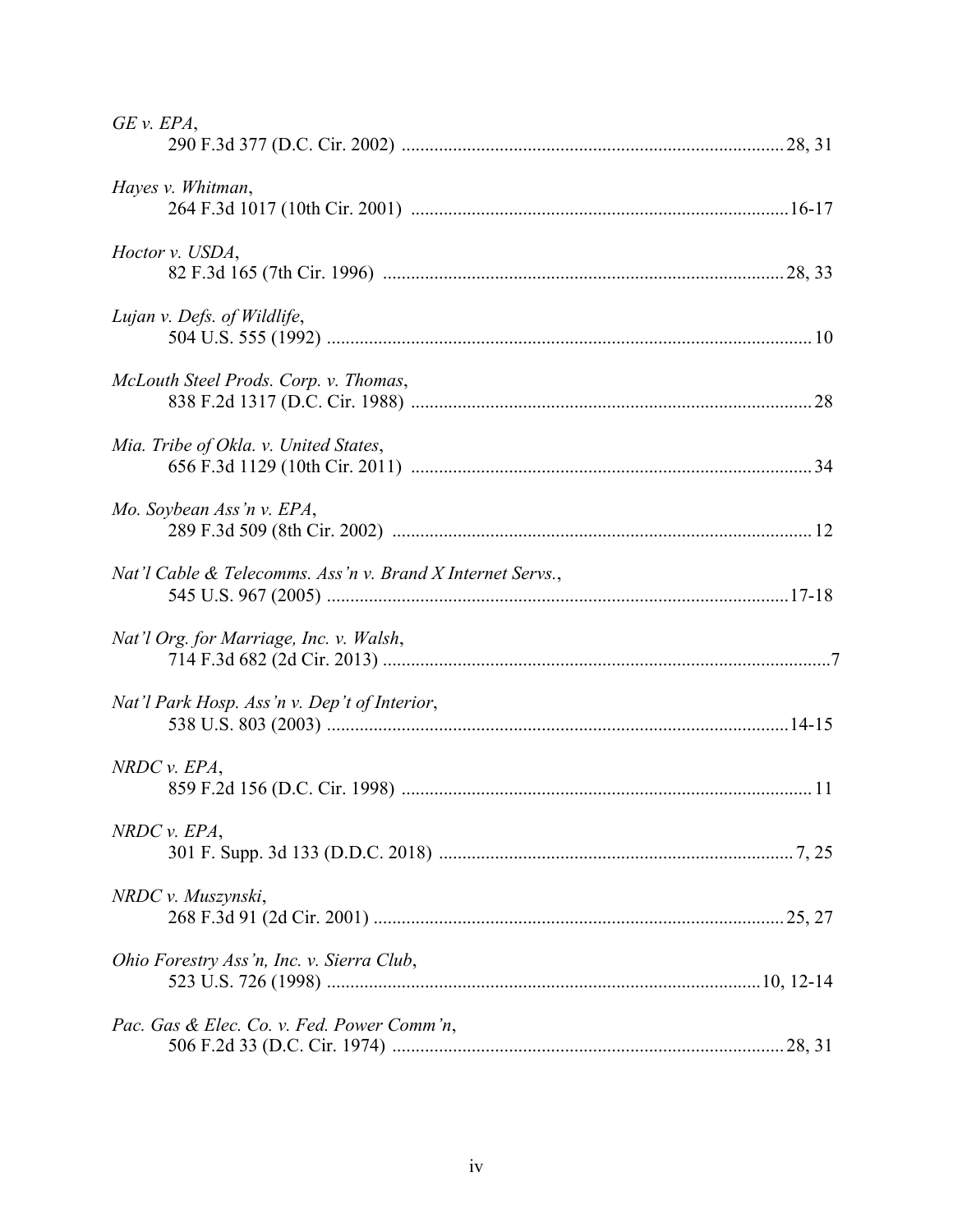*GE v. EPA*,
290 F.3d 377 (D.C. Cir. 2002) .................................................................................. 28, 31

*Hayes v. Whitman*,
264 F.3d 1017 (10th Cir. 2001) .................................................................................16-17

*Hoctor v. USDA*,
82 F.3d 165 (7th Cir. 1996) ...................................................................................... 28, 33

*Lujan v. Defs. of Wildlife*,
504 U.S. 555 (1992) ....................................................................................................... 10

*McLouth Steel Prods. Corp. v. Thomas*,
838 F.2d 1317 (D.C. Cir. 1988) ..................................................................................... 28

*Mia. Tribe of Okla. v. United States*,
656 F.3d 1129 (10th Cir. 2011) ...................................................................................... 34

*Mo. Soybean Ass'n v. EPA*,
289 F.3d 509 (8th Cir. 2002) .......................................................................................... 12

*Nat'l Cable & Telecomms. Ass'n v. Brand X Internet Servs.*,
545 U.S. 967 (2005) ..................................................................................................17-18

*Nat'l Org. for Marriage, Inc. v. Walsh*,
714 F.3d 682 (2d Cir. 2013) ..............................................................................................7

*Nat'l Park Hosp. Ass'n v. Dep't of Interior*,
538 U.S. 803 (2003) ..................................................................................................14-15

*NRDC v. EPA*,
859 F.2d 156 (D.C. Cir. 1998) ........................................................................................ 11

*NRDC v. EPA*,
301 F. Supp. 3d 133 (D.D.C. 2018) ............................................................................ 7, 25

*NRDC v. Muszynski*,
268 F.3d 91 (2d Cir. 2001) ........................................................................................ 25, 27

*Ohio Forestry Ass'n, Inc. v. Sierra Club*,
523 U.S. 726 (1998) .............................................................................................10, 12-14

*Pac. Gas & Elec. Co. v. Fed. Power Comm'n*,
506 F.2d 33 (D.C. Cir. 1974) ..................................................................................... 28, 31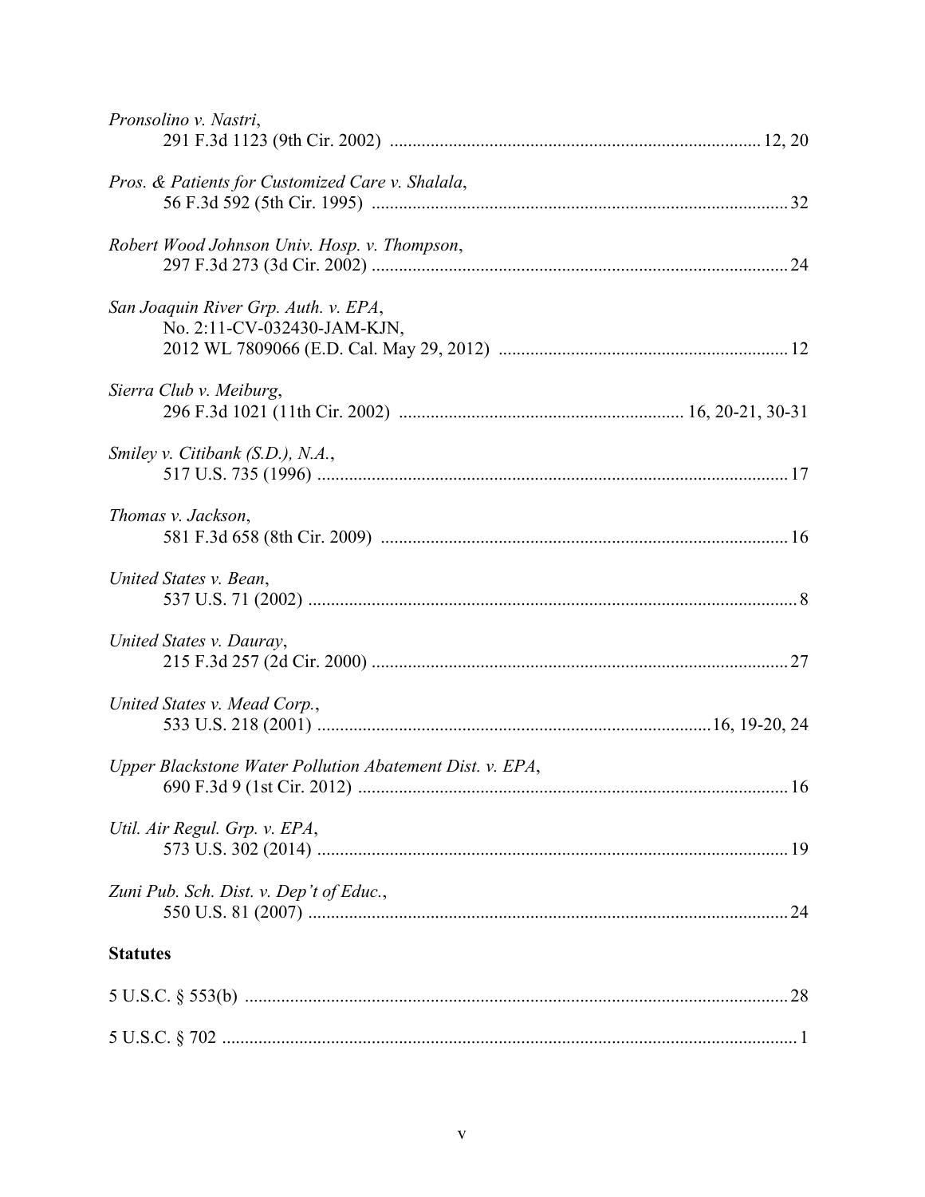*Pronsolino v. Nastri*,
291 F.3d 1123 (9th Cir. 2002) .................................................................................. 12, 20

*Pros. & Patients for Customized Care v. Shalala*,
56 F.3d 592 (5th Cir. 1995) ........................................................................................... 32

*Robert Wood Johnson Univ. Hosp. v. Thompson*,
297 F.3d 273 (3d Cir. 2002) ........................................................................................... 24

*San Joaquin River Grp. Auth. v. EPA*,
No. 2:11-CV-032430-JAM-KJN,
2012 WL 7809066 (E.D. Cal. May 29, 2012) ............................................................... 12

*Sierra Club v. Meiburg*,
296 F.3d 1021 (11th Cir. 2002) .............................................................. 16, 20-21, 30-31

*Smiley v. Citibank (S.D.), N.A.*,
517 U.S. 735 (1996) ....................................................................................................... 17

*Thomas v. Jackson*,
581 F.3d 658 (8th Cir. 2009) ......................................................................................... 16

*United States v. Bean*,
537 U.S. 71 (2002) ........................................................................................................... 8

*United States v. Dauray*,
215 F.3d 257 (2d Cir. 2000) ........................................................................................... 27

*United States v. Mead Corp.*,
533 U.S. 218 (2001) ......................................................................................16, 19-20, 24

*Upper Blackstone Water Pollution Abatement Dist. v. EPA*,
690 F.3d 9 (1st Cir. 2012) .............................................................................................. 16

*Util. Air Regul. Grp. v. EPA*,
573 U.S. 302 (2014) ....................................................................................................... 19

*Zuni Pub. Sch. Dist. v. Dep't of Educ.*,
550 U.S. 81 (2007) ......................................................................................................... 24

**Statutes**

5 U.S.C. § 553(b) ....................................................................................................... 28

5 U.S.C. § 702 ............................................................................................................. 1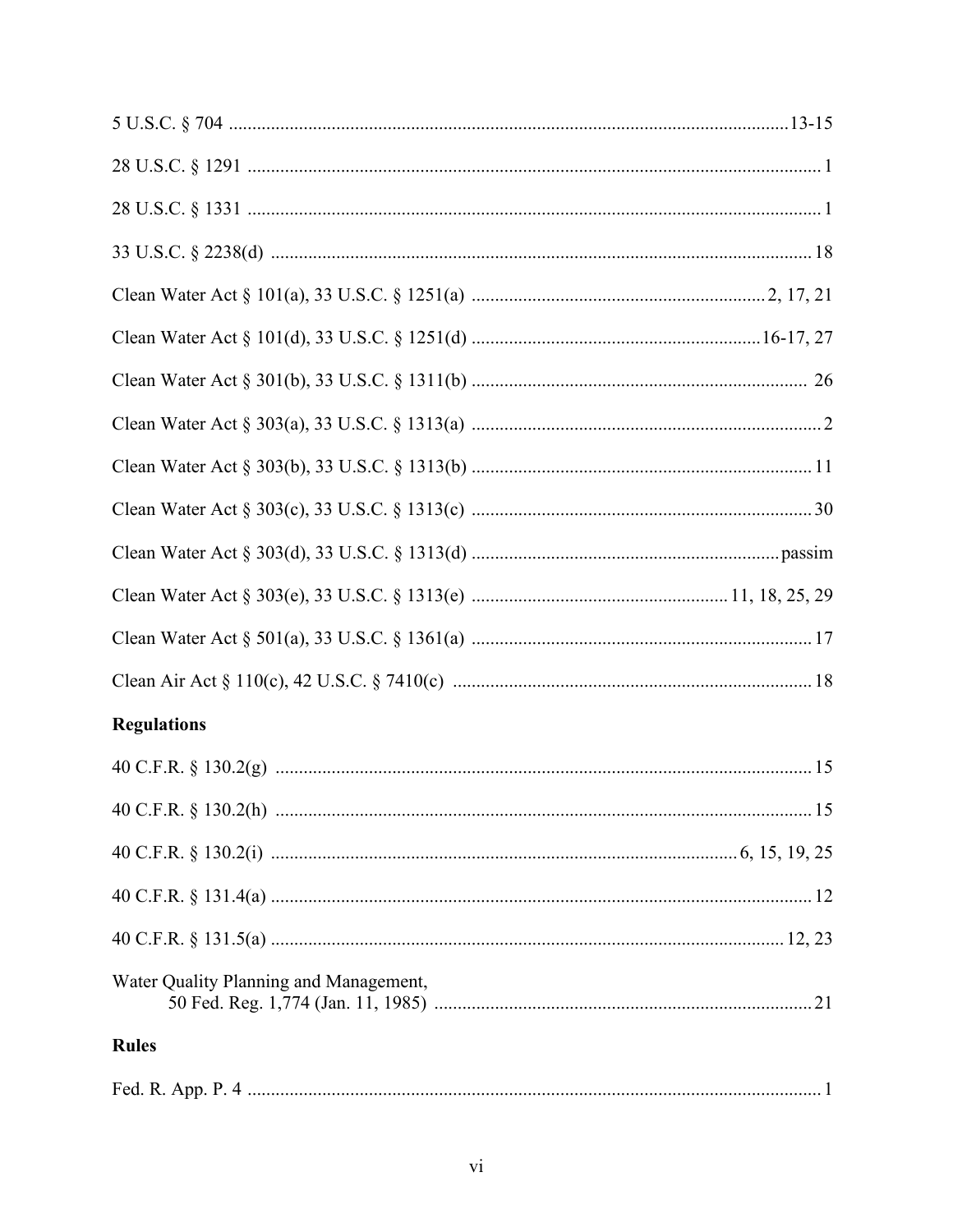5 U.S.C. § 704 ....................................................................................................................13-15

28 U.S.C. § 1291 ....................................................................................................................... 1

28 U.S.C. § 1331 ....................................................................................................................... 1

33 U.S.C. § 2238(d) ................................................................................................................ 18

Clean Water Act § 101(a), 33 U.S.C. § 1251(a) ............................................................. 2, 17, 21

Clean Water Act § 101(d), 33 U.S.C. § 1251(d) .............................................................16-17, 27

Clean Water Act § 301(b), 33 U.S.C. § 1311(b) ...................................................................... 26

Clean Water Act § 303(a), 33 U.S.C. § 1313(a) ........................................................................ 2

Clean Water Act § 303(b), 33 U.S.C. § 1313(b) ...................................................................... 11

Clean Water Act § 303(c), 33 U.S.C. § 1313(c) ....................................................................... 30

Clean Water Act § 303(d), 33 U.S.C. § 1313(d) ................................................................. passim

Clean Water Act § 303(e), 33 U.S.C. § 1313(e) ..................................................... 11, 18, 25, 29

Clean Water Act § 501(a), 33 U.S.C. § 1361(a) ....................................................................... 17

Clean Air Act § 110(c), 42 U.S.C. § 7410(c) ........................................................................... 18

**Regulations**

40 C.F.R. § 130.2(g) ................................................................................................................ 15

40 C.F.R. § 130.2(h) ................................................................................................................ 15

40 C.F.R. § 130.2(i) ................................................................................................. 6, 15, 19, 25

40 C.F.R. § 131.4(a) ................................................................................................................ 12

40 C.F.R. § 131.5(a) ........................................................................................................... 12, 23

Water Quality Planning and Management,
    50 Fed. Reg. 1,774 (Jan. 11, 1985) ............................................................................... 21

**Rules**

Fed. R. App. P. 4 ....................................................................................................................... 1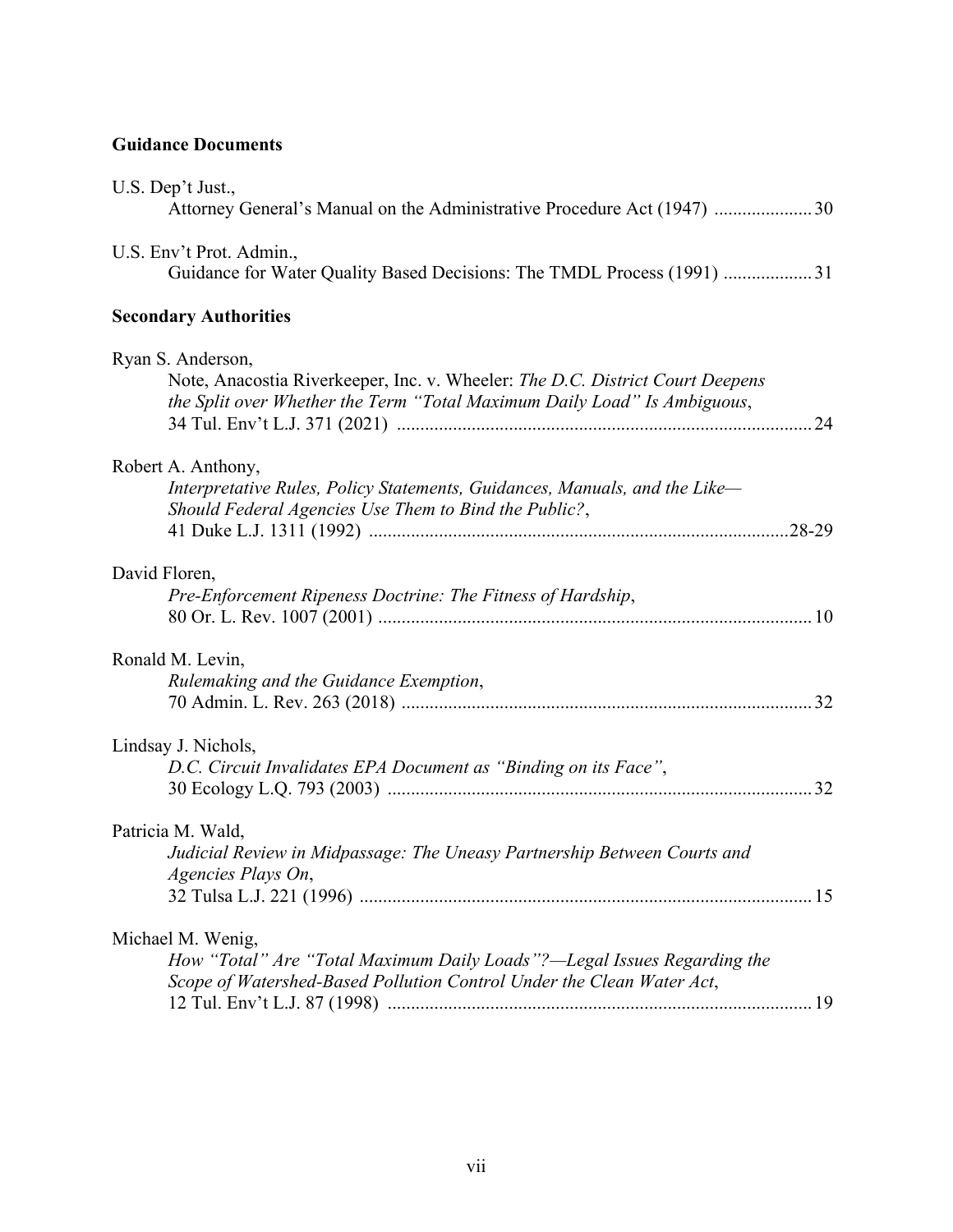**Guidance Documents**

U.S. Dep't Just.,
Attorney General's Manual on the Administrative Procedure Act (1947) ..................... 30

U.S. Env't Prot. Admin.,
Guidance for Water Quality Based Decisions: The TMDL Process (1991) ................... 31

**Secondary Authorities**

Ryan S. Anderson,
Note, Anacostia Riverkeeper, Inc. v. Wheeler: *The D.C. District Court Deepens the Split over Whether the Term "Total Maximum Daily Load" Is Ambiguous*,
34 Tul. Env't L.J. 371 (2021) ......................................................................................... 24

Robert A. Anthony,
*Interpretative Rules, Policy Statements, Guidances, Manuals, and the Like—Should Federal Agencies Use Them to Bind the Public?*,
41 Duke L.J. 1311 (1992) ..........................................................................................28-29

David Floren,
*Pre-Enforcement Ripeness Doctrine: The Fitness of Hardship*,
80 Or. L. Rev. 1007 (2001) ............................................................................................ 10

Ronald M. Levin,
*Rulemaking and the Guidance Exemption*,
70 Admin. L. Rev. 263 (2018) ....................................................................................... 32

Lindsay J. Nichols,
*D.C. Circuit Invalidates EPA Document as "Binding on its Face"*,
30 Ecology L.Q. 793 (2003) .......................................................................................... 32

Patricia M. Wald,
*Judicial Review in Midpassage: The Uneasy Partnership Between Courts and Agencies Plays On*,
32 Tulsa L.J. 221 (1996) ................................................................................................ 15

Michael M. Wenig,
*How "Total" Are "Total Maximum Daily Loads"?—Legal Issues Regarding the Scope of Watershed-Based Pollution Control Under the Clean Water Act*,
12 Tul. Env't L.J. 87 (1998) ........................................................................................... 19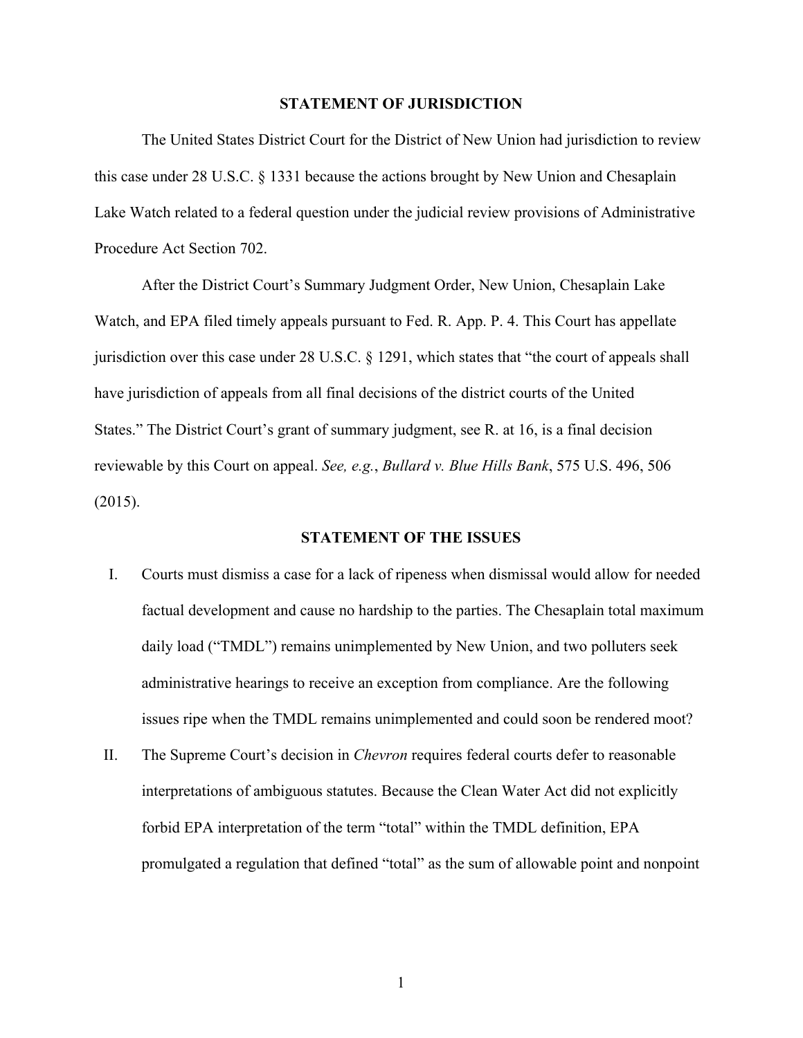## STATEMENT OF JURISDICTION

The United States District Court for the District of New Union had jurisdiction to review this case under 28 U.S.C. § 1331 because the actions brought by New Union and Chesaplain Lake Watch related to a federal question under the judicial review provisions of Administrative Procedure Act Section 702.

After the District Court's Summary Judgment Order, New Union, Chesaplain Lake Watch, and EPA filed timely appeals pursuant to Fed. R. App. P. 4. This Court has appellate jurisdiction over this case under 28 U.S.C. § 1291, which states that "the court of appeals shall have jurisdiction of appeals from all final decisions of the district courts of the United States." The District Court's grant of summary judgment, see R. at 16, is a final decision reviewable by this Court on appeal. *See, e.g.*, *Bullard v. Blue Hills Bank*, 575 U.S. 496, 506 (2015).

## STATEMENT OF THE ISSUES

I. Courts must dismiss a case for a lack of ripeness when dismissal would allow for needed factual development and cause no hardship to the parties. The Chesaplain total maximum daily load ("TMDL") remains unimplemented by New Union, and two polluters seek administrative hearings to receive an exception from compliance. Are the following issues ripe when the TMDL remains unimplemented and could soon be rendered moot?

II. The Supreme Court's decision in *Chevron* requires federal courts defer to reasonable interpretations of ambiguous statutes. Because the Clean Water Act did not explicitly forbid EPA interpretation of the term "total" within the TMDL definition, EPA promulgated a regulation that defined "total" as the sum of allowable point and nonpoint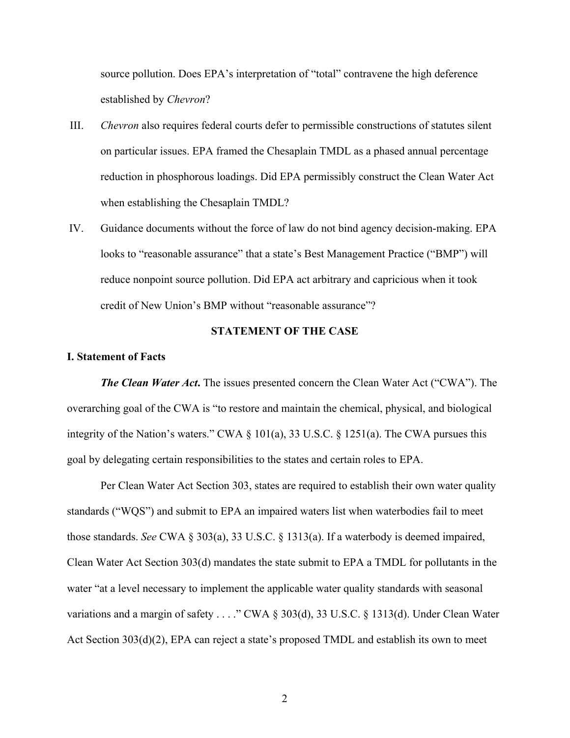source pollution. Does EPA's interpretation of "total" contravene the high deference established by *Chevron*?

III. *Chevron* also requires federal courts defer to permissible constructions of statutes silent on particular issues. EPA framed the Chesaplain TMDL as a phased annual percentage reduction in phosphorous loadings. Did EPA permissibly construct the Clean Water Act when establishing the Chesaplain TMDL?

IV. Guidance documents without the force of law do not bind agency decision-making. EPA looks to "reasonable assurance" that a state's Best Management Practice ("BMP") will reduce nonpoint source pollution. Did EPA act arbitrary and capricious when it took credit of New Union's BMP without "reasonable assurance"?

## STATEMENT OF THE CASE

### I. Statement of Facts

***The Clean Water Act***. The issues presented concern the Clean Water Act ("CWA"). The overarching goal of the CWA is "to restore and maintain the chemical, physical, and biological integrity of the Nation's waters." CWA § 101(a), 33 U.S.C. § 1251(a). The CWA pursues this goal by delegating certain responsibilities to the states and certain roles to EPA.

Per Clean Water Act Section 303, states are required to establish their own water quality standards ("WQS") and submit to EPA an impaired waters list when waterbodies fail to meet those standards. *See* CWA § 303(a), 33 U.S.C. § 1313(a). If a waterbody is deemed impaired, Clean Water Act Section 303(d) mandates the state submit to EPA a TMDL for pollutants in the water "at a level necessary to implement the applicable water quality standards with seasonal variations and a margin of safety . . . ." CWA § 303(d), 33 U.S.C. § 1313(d). Under Clean Water Act Section 303(d)(2), EPA can reject a state's proposed TMDL and establish its own to meet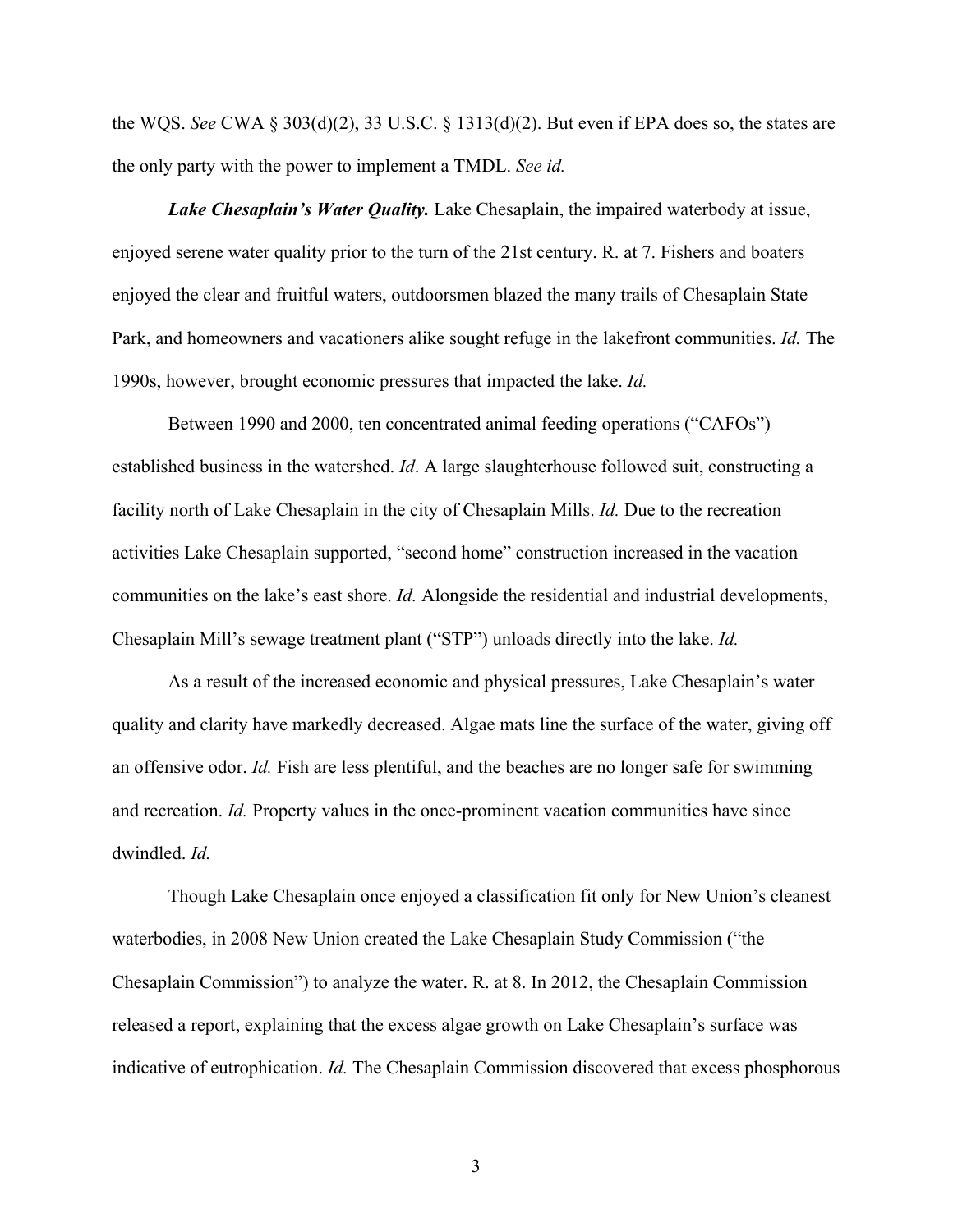the WQS. *See* CWA § 303(d)(2), 33 U.S.C. § 1313(d)(2). But even if EPA does so, the states are the only party with the power to implement a TMDL. *See id.*

***Lake Chesaplain's Water Quality.*** Lake Chesaplain, the impaired waterbody at issue, enjoyed serene water quality prior to the turn of the 21st century. R. at 7. Fishers and boaters enjoyed the clear and fruitful waters, outdoorsmen blazed the many trails of Chesaplain State Park, and homeowners and vacationers alike sought refuge in the lakefront communities. *Id.* The 1990s, however, brought economic pressures that impacted the lake. *Id.*

Between 1990 and 2000, ten concentrated animal feeding operations ("CAFOs") established business in the watershed. *Id*. A large slaughterhouse followed suit, constructing a facility north of Lake Chesaplain in the city of Chesaplain Mills. *Id.* Due to the recreation activities Lake Chesaplain supported, "second home" construction increased in the vacation communities on the lake's east shore. *Id.* Alongside the residential and industrial developments, Chesaplain Mill's sewage treatment plant ("STP") unloads directly into the lake. *Id.*

As a result of the increased economic and physical pressures, Lake Chesaplain's water quality and clarity have markedly decreased. Algae mats line the surface of the water, giving off an offensive odor. *Id.* Fish are less plentiful, and the beaches are no longer safe for swimming and recreation. *Id.* Property values in the once-prominent vacation communities have since dwindled. *Id.*

Though Lake Chesaplain once enjoyed a classification fit only for New Union's cleanest waterbodies, in 2008 New Union created the Lake Chesaplain Study Commission ("the Chesaplain Commission") to analyze the water. R. at 8. In 2012, the Chesaplain Commission released a report, explaining that the excess algae growth on Lake Chesaplain's surface was indicative of eutrophication. *Id.* The Chesaplain Commission discovered that excess phosphorous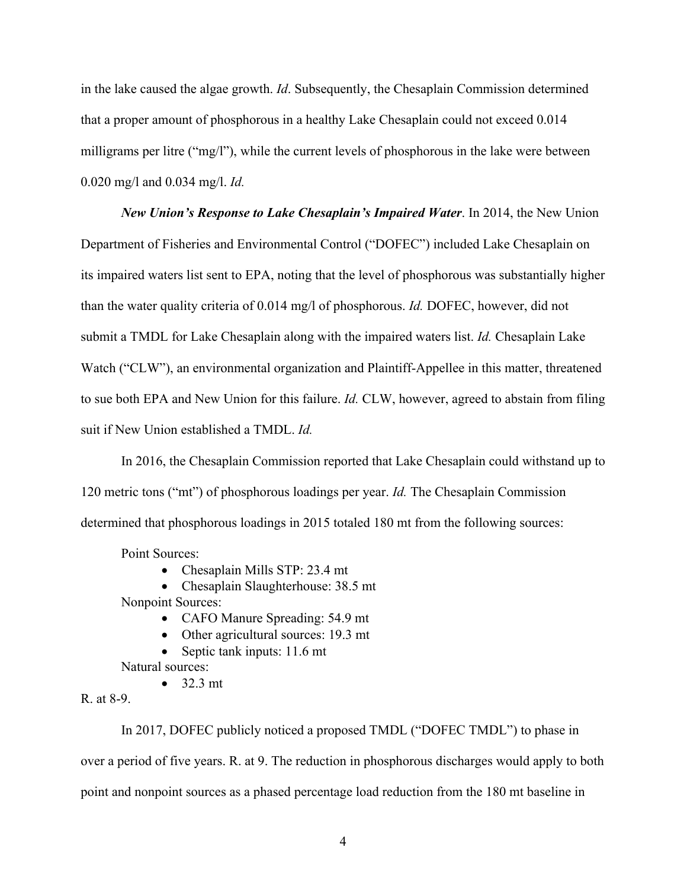in the lake caused the algae growth. *Id*. Subsequently, the Chesaplain Commission determined that a proper amount of phosphorous in a healthy Lake Chesaplain could not exceed 0.014 milligrams per litre ("mg/l"), while the current levels of phosphorous in the lake were between 0.020 mg/l and 0.034 mg/l. *Id.*

***New Union's Response to Lake Chesaplain's Impaired Water***. In 2014, the New Union Department of Fisheries and Environmental Control ("DOFEC") included Lake Chesaplain on its impaired waters list sent to EPA, noting that the level of phosphorous was substantially higher than the water quality criteria of 0.014 mg/l of phosphorous. *Id.* DOFEC, however, did not submit a TMDL for Lake Chesaplain along with the impaired waters list. *Id.* Chesaplain Lake Watch ("CLW"), an environmental organization and Plaintiff-Appellee in this matter, threatened to sue both EPA and New Union for this failure. *Id.* CLW, however, agreed to abstain from filing suit if New Union established a TMDL. *Id.*

In 2016, the Chesaplain Commission reported that Lake Chesaplain could withstand up to 120 metric tons ("mt") of phosphorous loadings per year. *Id.* The Chesaplain Commission determined that phosphorous loadings in 2015 totaled 180 mt from the following sources:

Point Sources:

- Chesaplain Mills STP: 23.4 mt
- Chesaplain Slaughterhouse: 38.5 mt

Nonpoint Sources:

- CAFO Manure Spreading: 54.9 mt
- Other agricultural sources: 19.3 mt
- Septic tank inputs: 11.6 mt

Natural sources:

- 32.3 mt

R. at 8-9.

In 2017, DOFEC publicly noticed a proposed TMDL ("DOFEC TMDL") to phase in over a period of five years. R. at 9. The reduction in phosphorous discharges would apply to both point and nonpoint sources as a phased percentage load reduction from the 180 mt baseline in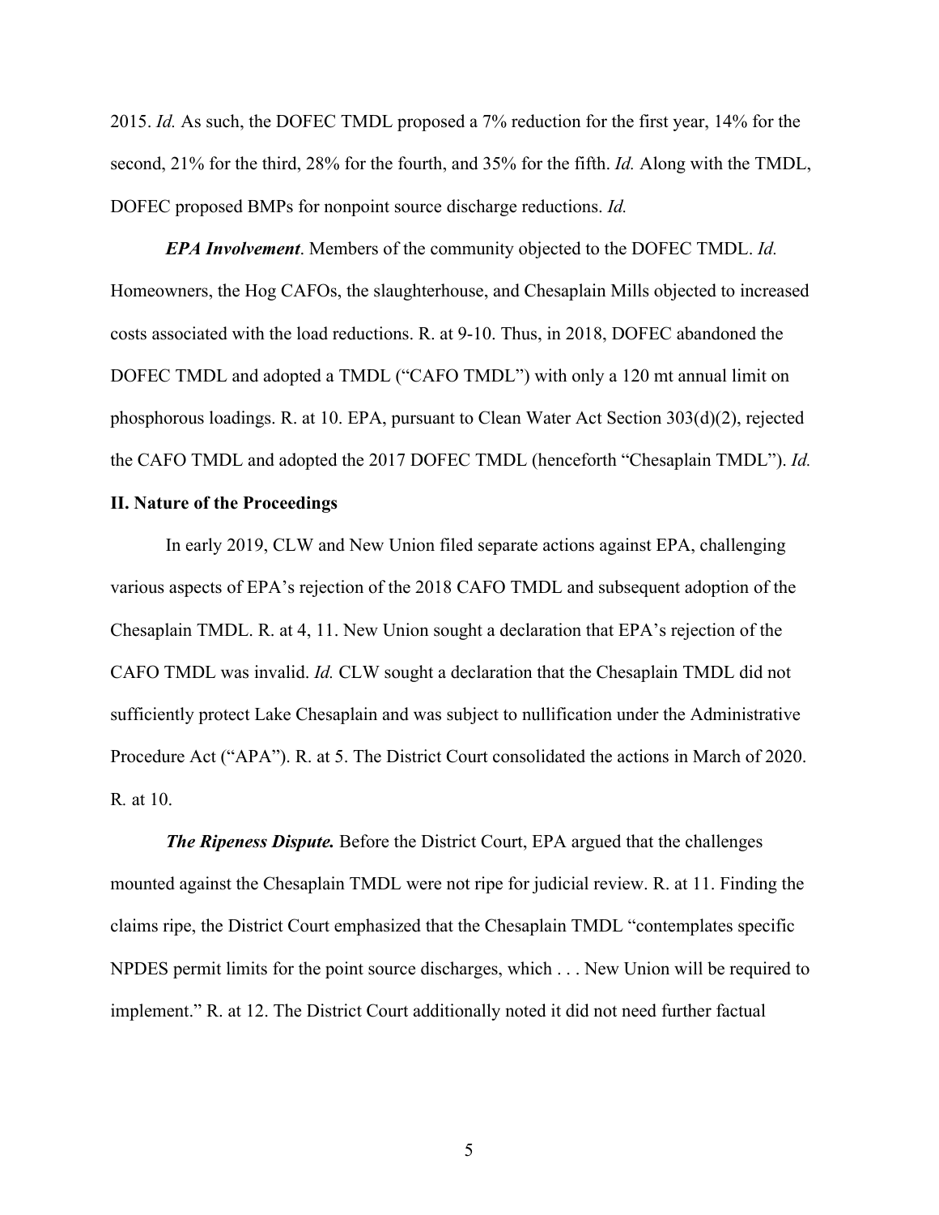2015. *Id.* As such, the DOFEC TMDL proposed a 7% reduction for the first year, 14% for the second, 21% for the third, 28% for the fourth, and 35% for the fifth. *Id.* Along with the TMDL, DOFEC proposed BMPs for nonpoint source discharge reductions. *Id.*

***EPA Involvement***. Members of the community objected to the DOFEC TMDL. *Id.* Homeowners, the Hog CAFOs, the slaughterhouse, and Chesaplain Mills objected to increased costs associated with the load reductions. R. at 9-10. Thus, in 2018, DOFEC abandoned the DOFEC TMDL and adopted a TMDL ("CAFO TMDL") with only a 120 mt annual limit on phosphorous loadings. R. at 10. EPA, pursuant to Clean Water Act Section 303(d)(2), rejected the CAFO TMDL and adopted the 2017 DOFEC TMDL (henceforth "Chesaplain TMDL"). *Id.*

## II. Nature of the Proceedings

In early 2019, CLW and New Union filed separate actions against EPA, challenging various aspects of EPA's rejection of the 2018 CAFO TMDL and subsequent adoption of the Chesaplain TMDL. R. at 4, 11. New Union sought a declaration that EPA's rejection of the CAFO TMDL was invalid. *Id.* CLW sought a declaration that the Chesaplain TMDL did not sufficiently protect Lake Chesaplain and was subject to nullification under the Administrative Procedure Act ("APA"). R. at 5. The District Court consolidated the actions in March of 2020. R*.* at 10.

***The Ripeness Dispute.*** Before the District Court, EPA argued that the challenges mounted against the Chesaplain TMDL were not ripe for judicial review. R. at 11. Finding the claims ripe, the District Court emphasized that the Chesaplain TMDL "contemplates specific NPDES permit limits for the point source discharges, which . . . New Union will be required to implement." R. at 12. The District Court additionally noted it did not need further factual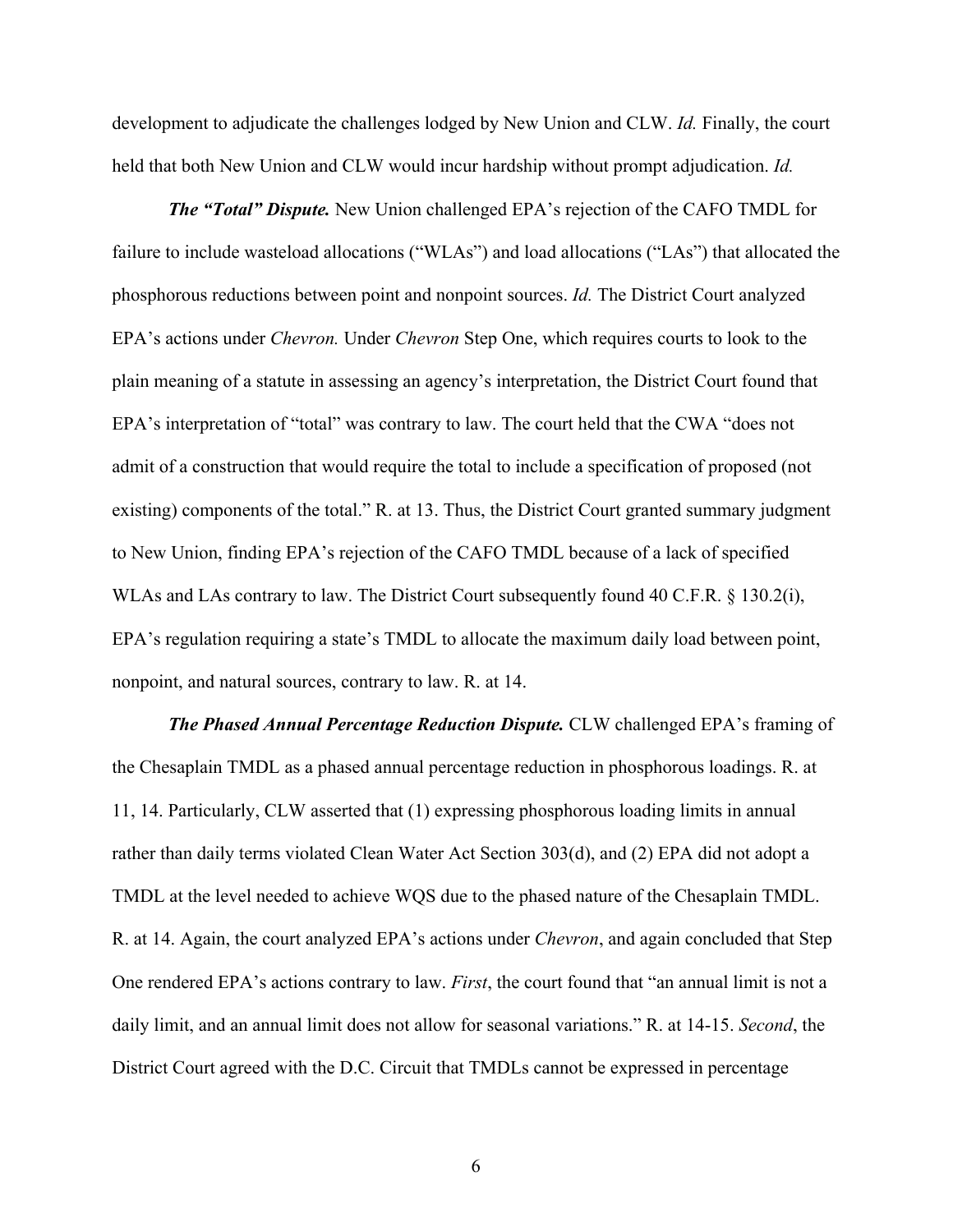development to adjudicate the challenges lodged by New Union and CLW. *Id.* Finally, the court held that both New Union and CLW would incur hardship without prompt adjudication. *Id.*

***The "Total" Dispute.*** New Union challenged EPA's rejection of the CAFO TMDL for failure to include wasteload allocations ("WLAs") and load allocations ("LAs") that allocated the phosphorous reductions between point and nonpoint sources. *Id.* The District Court analyzed EPA's actions under *Chevron.* Under *Chevron* Step One, which requires courts to look to the plain meaning of a statute in assessing an agency's interpretation, the District Court found that EPA's interpretation of "total" was contrary to law. The court held that the CWA "does not admit of a construction that would require the total to include a specification of proposed (not existing) components of the total." R. at 13. Thus, the District Court granted summary judgment to New Union, finding EPA's rejection of the CAFO TMDL because of a lack of specified WLAs and LAs contrary to law. The District Court subsequently found 40 C.F.R. § 130.2(i), EPA's regulation requiring a state's TMDL to allocate the maximum daily load between point, nonpoint, and natural sources, contrary to law. R. at 14.

***The Phased Annual Percentage Reduction Dispute.*** CLW challenged EPA's framing of the Chesaplain TMDL as a phased annual percentage reduction in phosphorous loadings. R. at 11, 14. Particularly, CLW asserted that (1) expressing phosphorous loading limits in annual rather than daily terms violated Clean Water Act Section 303(d), and (2) EPA did not adopt a TMDL at the level needed to achieve WQS due to the phased nature of the Chesaplain TMDL. R. at 14. Again, the court analyzed EPA's actions under *Chevron*, and again concluded that Step One rendered EPA's actions contrary to law. *First*, the court found that "an annual limit is not a daily limit, and an annual limit does not allow for seasonal variations." R. at 14-15. *Second*, the District Court agreed with the D.C. Circuit that TMDLs cannot be expressed in percentage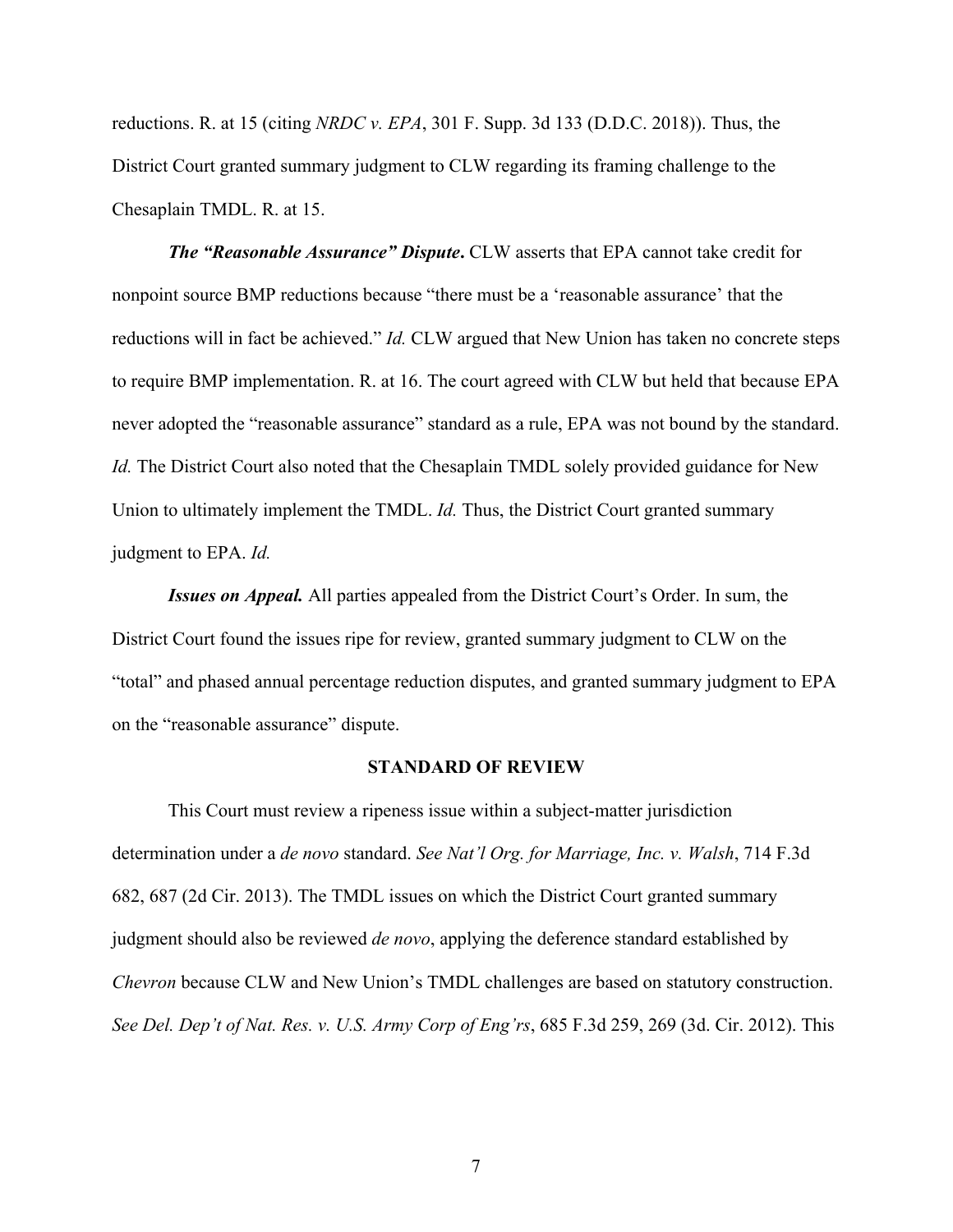reductions. R. at 15 (citing *NRDC v. EPA*, 301 F. Supp. 3d 133 (D.D.C. 2018)). Thus, the District Court granted summary judgment to CLW regarding its framing challenge to the Chesaplain TMDL. R. at 15.

***The "Reasonable Assurance" Dispute*.** CLW asserts that EPA cannot take credit for nonpoint source BMP reductions because "there must be a 'reasonable assurance' that the reductions will in fact be achieved." *Id.* CLW argued that New Union has taken no concrete steps to require BMP implementation. R. at 16. The court agreed with CLW but held that because EPA never adopted the "reasonable assurance" standard as a rule, EPA was not bound by the standard. *Id.* The District Court also noted that the Chesaplain TMDL solely provided guidance for New Union to ultimately implement the TMDL. *Id.* Thus, the District Court granted summary judgment to EPA. *Id.*

***Issues on Appeal.*** All parties appealed from the District Court's Order. In sum, the District Court found the issues ripe for review, granted summary judgment to CLW on the "total" and phased annual percentage reduction disputes, and granted summary judgment to EPA on the "reasonable assurance" dispute.

## STANDARD OF REVIEW

This Court must review a ripeness issue within a subject-matter jurisdiction determination under a *de novo* standard. *See Nat'l Org. for Marriage, Inc. v. Walsh*, 714 F.3d 682, 687 (2d Cir. 2013). The TMDL issues on which the District Court granted summary judgment should also be reviewed *de novo*, applying the deference standard established by *Chevron* because CLW and New Union's TMDL challenges are based on statutory construction. *See Del. Dep't of Nat. Res. v. U.S. Army Corp of Eng'rs*, 685 F.3d 259, 269 (3d. Cir. 2012). This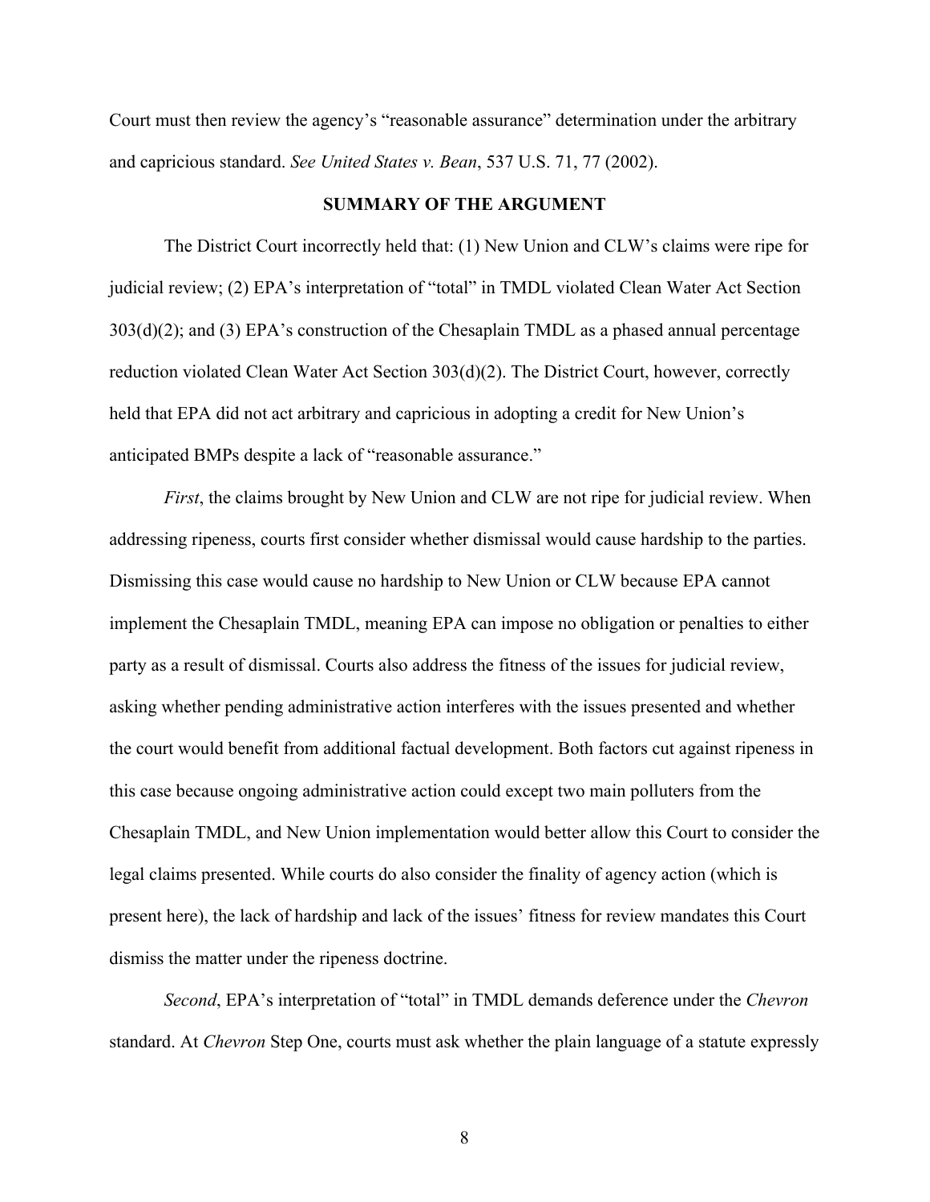Court must then review the agency's "reasonable assurance" determination under the arbitrary and capricious standard. *See United States v. Bean*, 537 U.S. 71, 77 (2002).

## SUMMARY OF THE ARGUMENT

The District Court incorrectly held that: (1) New Union and CLW's claims were ripe for judicial review; (2) EPA's interpretation of "total" in TMDL violated Clean Water Act Section 303(d)(2); and (3) EPA's construction of the Chesaplain TMDL as a phased annual percentage reduction violated Clean Water Act Section 303(d)(2). The District Court, however, correctly held that EPA did not act arbitrary and capricious in adopting a credit for New Union's anticipated BMPs despite a lack of "reasonable assurance."

*First*, the claims brought by New Union and CLW are not ripe for judicial review. When addressing ripeness, courts first consider whether dismissal would cause hardship to the parties. Dismissing this case would cause no hardship to New Union or CLW because EPA cannot implement the Chesaplain TMDL, meaning EPA can impose no obligation or penalties to either party as a result of dismissal. Courts also address the fitness of the issues for judicial review, asking whether pending administrative action interferes with the issues presented and whether the court would benefit from additional factual development. Both factors cut against ripeness in this case because ongoing administrative action could except two main polluters from the Chesaplain TMDL, and New Union implementation would better allow this Court to consider the legal claims presented. While courts do also consider the finality of agency action (which is present here), the lack of hardship and lack of the issues' fitness for review mandates this Court dismiss the matter under the ripeness doctrine.

*Second*, EPA's interpretation of "total" in TMDL demands deference under the *Chevron* standard. At *Chevron* Step One, courts must ask whether the plain language of a statute expressly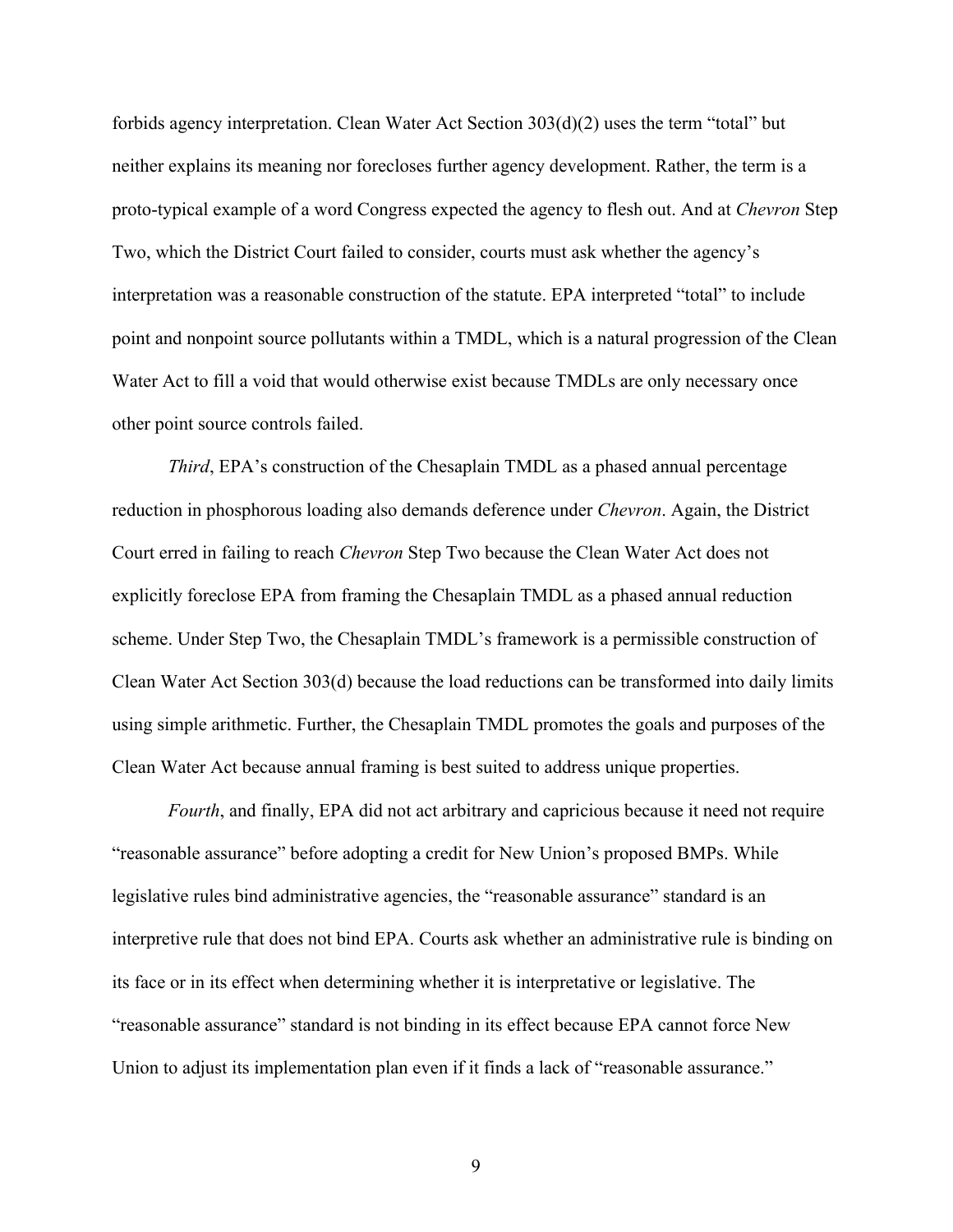forbids agency interpretation. Clean Water Act Section 303(d)(2) uses the term "total" but neither explains its meaning nor forecloses further agency development. Rather, the term is a proto-typical example of a word Congress expected the agency to flesh out. And at *Chevron* Step Two, which the District Court failed to consider, courts must ask whether the agency's interpretation was a reasonable construction of the statute. EPA interpreted "total" to include point and nonpoint source pollutants within a TMDL, which is a natural progression of the Clean Water Act to fill a void that would otherwise exist because TMDLs are only necessary once other point source controls failed.

*Third*, EPA's construction of the Chesaplain TMDL as a phased annual percentage reduction in phosphorous loading also demands deference under *Chevron*. Again, the District Court erred in failing to reach *Chevron* Step Two because the Clean Water Act does not explicitly foreclose EPA from framing the Chesaplain TMDL as a phased annual reduction scheme. Under Step Two, the Chesaplain TMDL's framework is a permissible construction of Clean Water Act Section 303(d) because the load reductions can be transformed into daily limits using simple arithmetic. Further, the Chesaplain TMDL promotes the goals and purposes of the Clean Water Act because annual framing is best suited to address unique properties.

*Fourth*, and finally, EPA did not act arbitrary and capricious because it need not require "reasonable assurance" before adopting a credit for New Union's proposed BMPs. While legislative rules bind administrative agencies, the "reasonable assurance" standard is an interpretive rule that does not bind EPA. Courts ask whether an administrative rule is binding on its face or in its effect when determining whether it is interpretative or legislative. The "reasonable assurance" standard is not binding in its effect because EPA cannot force New Union to adjust its implementation plan even if it finds a lack of "reasonable assurance."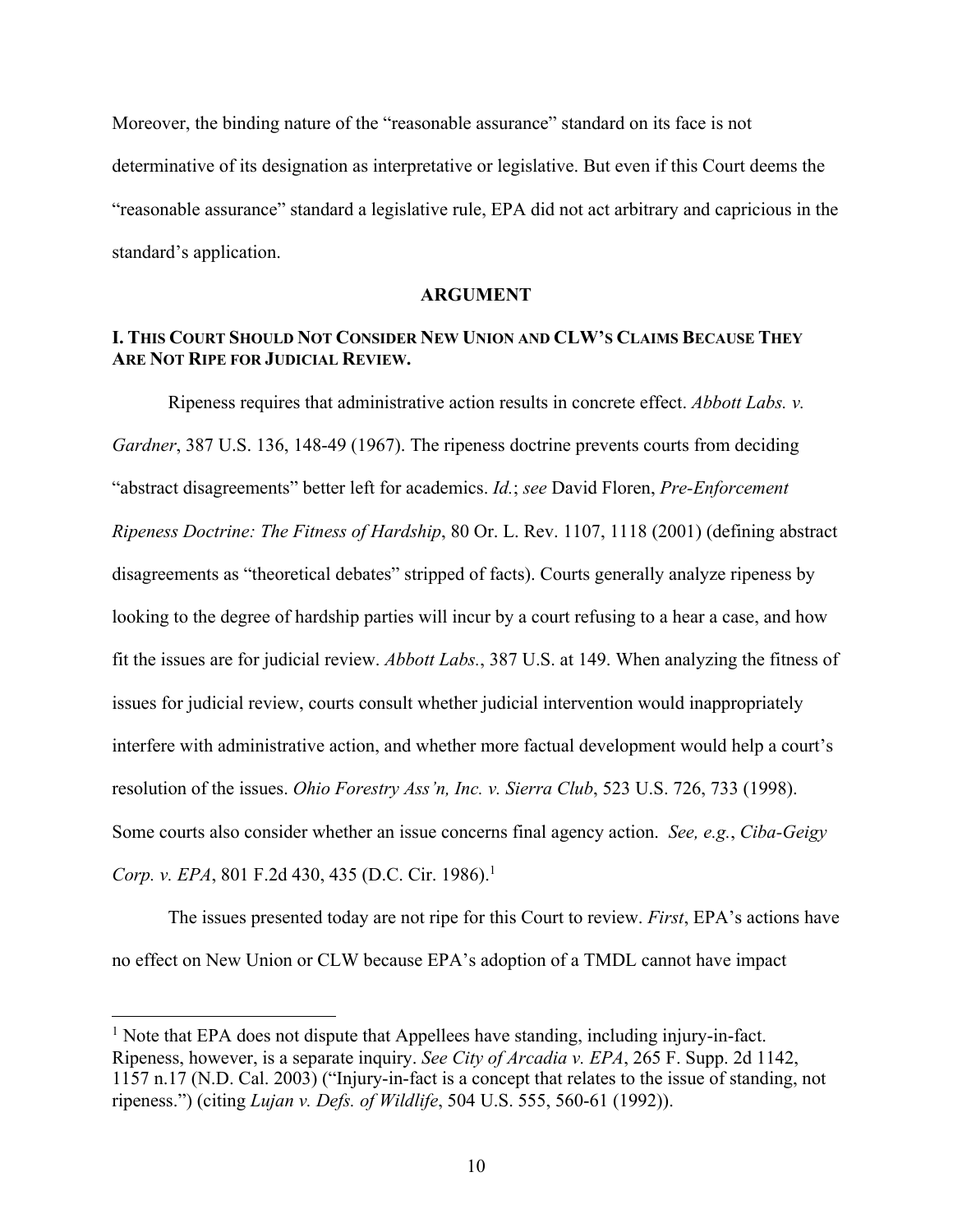Moreover, the binding nature of the "reasonable assurance" standard on its face is not determinative of its designation as interpretative or legislative. But even if this Court deems the "reasonable assurance" standard a legislative rule, EPA did not act arbitrary and capricious in the standard's application.

## ARGUMENT

### I. THIS COURT SHOULD NOT CONSIDER NEW UNION AND CLW'S CLAIMS BECAUSE THEY ARE NOT RIPE FOR JUDICIAL REVIEW.

Ripeness requires that administrative action results in concrete effect. *Abbott Labs. v. Gardner*, 387 U.S. 136, 148-49 (1967). The ripeness doctrine prevents courts from deciding "abstract disagreements" better left for academics. *Id.*; *see* David Floren, *Pre-Enforcement Ripeness Doctrine: The Fitness of Hardship*, 80 Or. L. Rev. 1107, 1118 (2001) (defining abstract disagreements as "theoretical debates" stripped of facts). Courts generally analyze ripeness by looking to the degree of hardship parties will incur by a court refusing to a hear a case, and how fit the issues are for judicial review. *Abbott Labs.*, 387 U.S. at 149. When analyzing the fitness of issues for judicial review, courts consult whether judicial intervention would inappropriately interfere with administrative action, and whether more factual development would help a court's resolution of the issues. *Ohio Forestry Ass'n, Inc. v. Sierra Club*, 523 U.S. 726, 733 (1998). Some courts also consider whether an issue concerns final agency action. *See, e.g.*, *Ciba-Geigy Corp. v. EPA*, 801 F.2d 430, 435 (D.C. Cir. 1986).[1]

The issues presented today are not ripe for this Court to review. *First*, EPA's actions have no effect on New Union or CLW because EPA's adoption of a TMDL cannot have impact

---

[1] Note that EPA does not dispute that Appellees have standing, including injury-in-fact. Ripeness, however, is a separate inquiry. *See City of Arcadia v. EPA*, 265 F. Supp. 2d 1142, 1157 n.17 (N.D. Cal. 2003) ("Injury-in-fact is a concept that relates to the issue of standing, not ripeness.") (citing *Lujan v. Defs. of Wildlife*, 504 U.S. 555, 560-61 (1992)).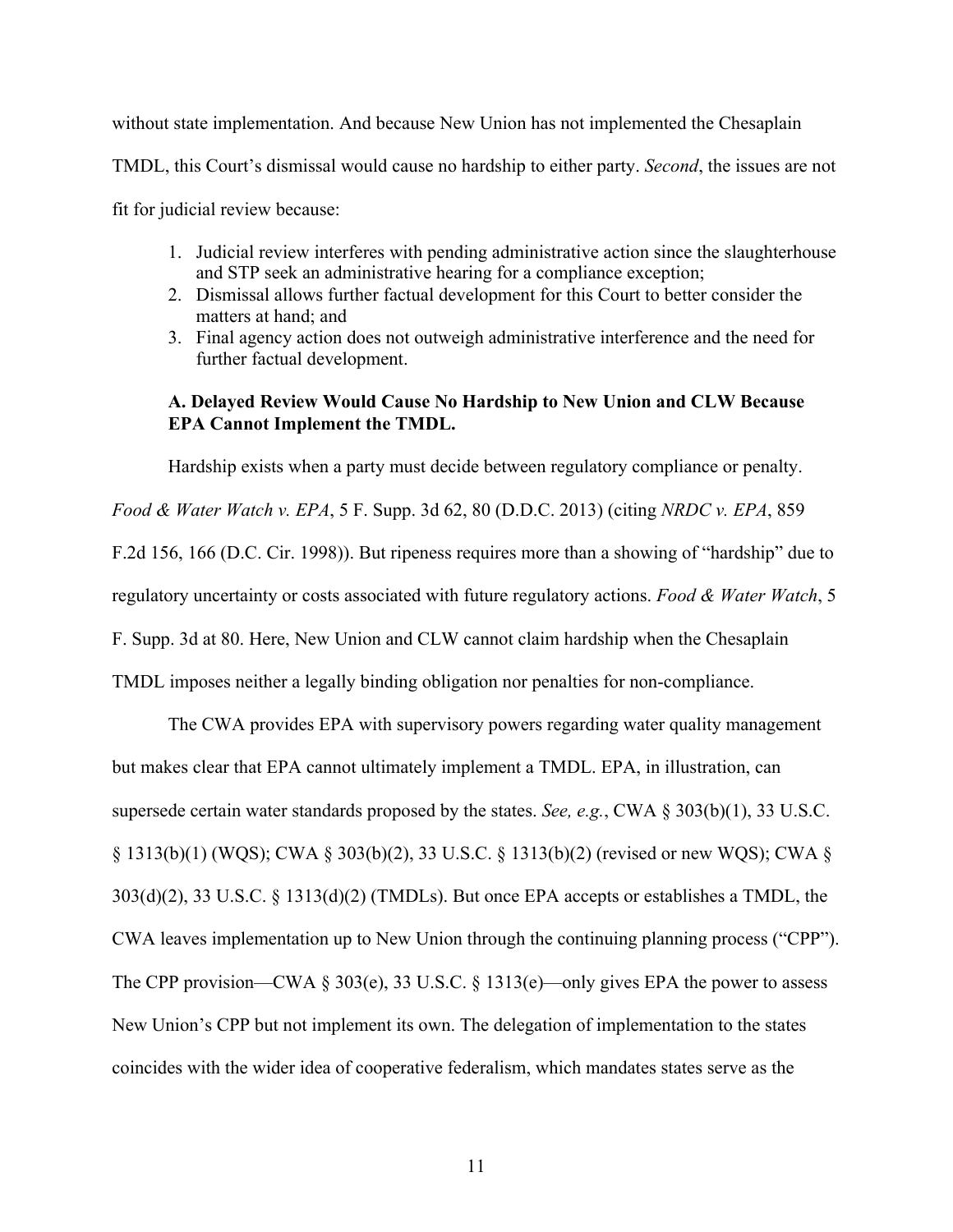without state implementation. And because New Union has not implemented the Chesaplain TMDL, this Court's dismissal would cause no hardship to either party. *Second*, the issues are not fit for judicial review because:

1. Judicial review interferes with pending administrative action since the slaughterhouse and STP seek an administrative hearing for a compliance exception;
2. Dismissal allows further factual development for this Court to better consider the matters at hand; and
3. Final agency action does not outweigh administrative interference and the need for further factual development.

### A. Delayed Review Would Cause No Hardship to New Union and CLW Because EPA Cannot Implement the TMDL.

Hardship exists when a party must decide between regulatory compliance or penalty. *Food & Water Watch v. EPA*, 5 F. Supp. 3d 62, 80 (D.D.C. 2013) (citing *NRDC v. EPA*, 859 F.2d 156, 166 (D.C. Cir. 1998)). But ripeness requires more than a showing of "hardship" due to regulatory uncertainty or costs associated with future regulatory actions. *Food & Water Watch*, 5 F. Supp. 3d at 80. Here, New Union and CLW cannot claim hardship when the Chesaplain TMDL imposes neither a legally binding obligation nor penalties for non-compliance.

The CWA provides EPA with supervisory powers regarding water quality management but makes clear that EPA cannot ultimately implement a TMDL. EPA, in illustration, can supersede certain water standards proposed by the states. *See, e.g.*, CWA § 303(b)(1), 33 U.S.C. § 1313(b)(1) (WQS); CWA § 303(b)(2), 33 U.S.C. § 1313(b)(2) (revised or new WQS); CWA § 303(d)(2), 33 U.S.C. § 1313(d)(2) (TMDLs). But once EPA accepts or establishes a TMDL, the CWA leaves implementation up to New Union through the continuing planning process ("CPP"). The CPP provision—CWA § 303(e), 33 U.S.C. § 1313(e)—only gives EPA the power to assess New Union's CPP but not implement its own. The delegation of implementation to the states coincides with the wider idea of cooperative federalism, which mandates states serve as the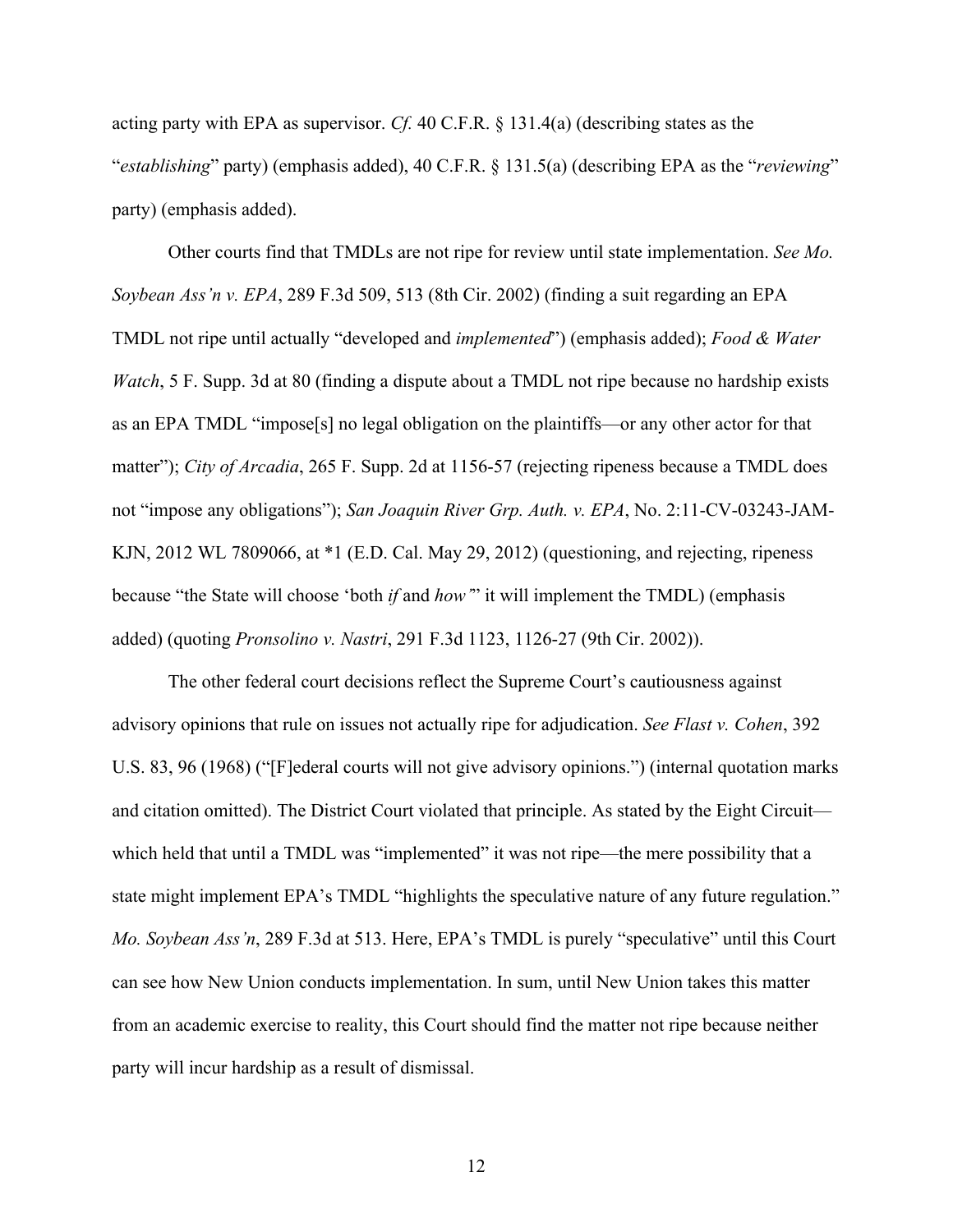acting party with EPA as supervisor. *Cf.* 40 C.F.R. § 131.4(a) (describing states as the "*establishing*" party) (emphasis added), 40 C.F.R. § 131.5(a) (describing EPA as the "*reviewing*" party) (emphasis added).

Other courts find that TMDLs are not ripe for review until state implementation. *See Mo. Soybean Ass'n v. EPA*, 289 F.3d 509, 513 (8th Cir. 2002) (finding a suit regarding an EPA TMDL not ripe until actually "developed and *implemented*") (emphasis added); *Food & Water Watch*, 5 F. Supp. 3d at 80 (finding a dispute about a TMDL not ripe because no hardship exists as an EPA TMDL "impose[s] no legal obligation on the plaintiffs—or any other actor for that matter"); *City of Arcadia*, 265 F. Supp. 2d at 1156-57 (rejecting ripeness because a TMDL does not "impose any obligations"); *San Joaquin River Grp. Auth. v. EPA*, No. 2:11-CV-03243-JAM-KJN, 2012 WL 7809066, at *1 (E.D. Cal. May 29, 2012) (questioning, and rejecting, ripeness because "the State will choose 'both *if* and *how*'" it will implement the TMDL) (emphasis added) (quoting *Pronsolino v. Nastri*, 291 F.3d 1123, 1126-27 (9th Cir. 2002)).

The other federal court decisions reflect the Supreme Court's cautiousness against advisory opinions that rule on issues not actually ripe for adjudication. *See Flast v. Cohen*, 392 U.S. 83, 96 (1968) ("[F]ederal courts will not give advisory opinions.") (internal quotation marks and citation omitted). The District Court violated that principle. As stated by the Eight Circuit—which held that until a TMDL was "implemented" it was not ripe—the mere possibility that a state might implement EPA's TMDL "highlights the speculative nature of any future regulation." *Mo. Soybean Ass'n*, 289 F.3d at 513. Here, EPA's TMDL is purely "speculative" until this Court can see how New Union conducts implementation. In sum, until New Union takes this matter from an academic exercise to reality, this Court should find the matter not ripe because neither party will incur hardship as a result of dismissal.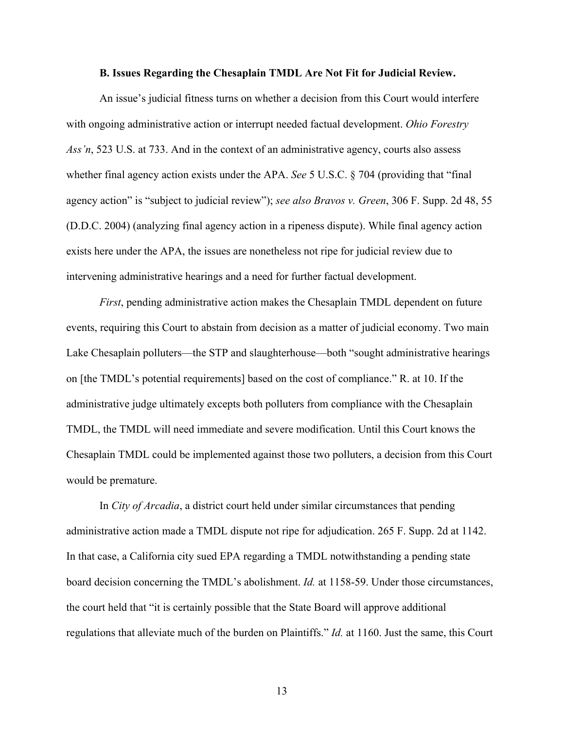### B. Issues Regarding the Chesaplain TMDL Are Not Fit for Judicial Review.

An issue's judicial fitness turns on whether a decision from this Court would interfere with ongoing administrative action or interrupt needed factual development. *Ohio Forestry Ass'n*, 523 U.S. at 733. And in the context of an administrative agency, courts also assess whether final agency action exists under the APA. *See* 5 U.S.C. § 704 (providing that "final agency action" is "subject to judicial review"); *see also Bravos v. Green*, 306 F. Supp. 2d 48, 55 (D.D.C. 2004) (analyzing final agency action in a ripeness dispute). While final agency action exists here under the APA, the issues are nonetheless not ripe for judicial review due to intervening administrative hearings and a need for further factual development.

*First*, pending administrative action makes the Chesaplain TMDL dependent on future events, requiring this Court to abstain from decision as a matter of judicial economy. Two main Lake Chesaplain polluters—the STP and slaughterhouse—both "sought administrative hearings on [the TMDL's potential requirements] based on the cost of compliance." R. at 10. If the administrative judge ultimately excepts both polluters from compliance with the Chesaplain TMDL, the TMDL will need immediate and severe modification. Until this Court knows the Chesaplain TMDL could be implemented against those two polluters, a decision from this Court would be premature.

In *City of Arcadia*, a district court held under similar circumstances that pending administrative action made a TMDL dispute not ripe for adjudication. 265 F. Supp. 2d at 1142. In that case, a California city sued EPA regarding a TMDL notwithstanding a pending state board decision concerning the TMDL's abolishment. *Id.* at 1158-59. Under those circumstances, the court held that "it is certainly possible that the State Board will approve additional regulations that alleviate much of the burden on Plaintiffs." *Id.* at 1160. Just the same, this Court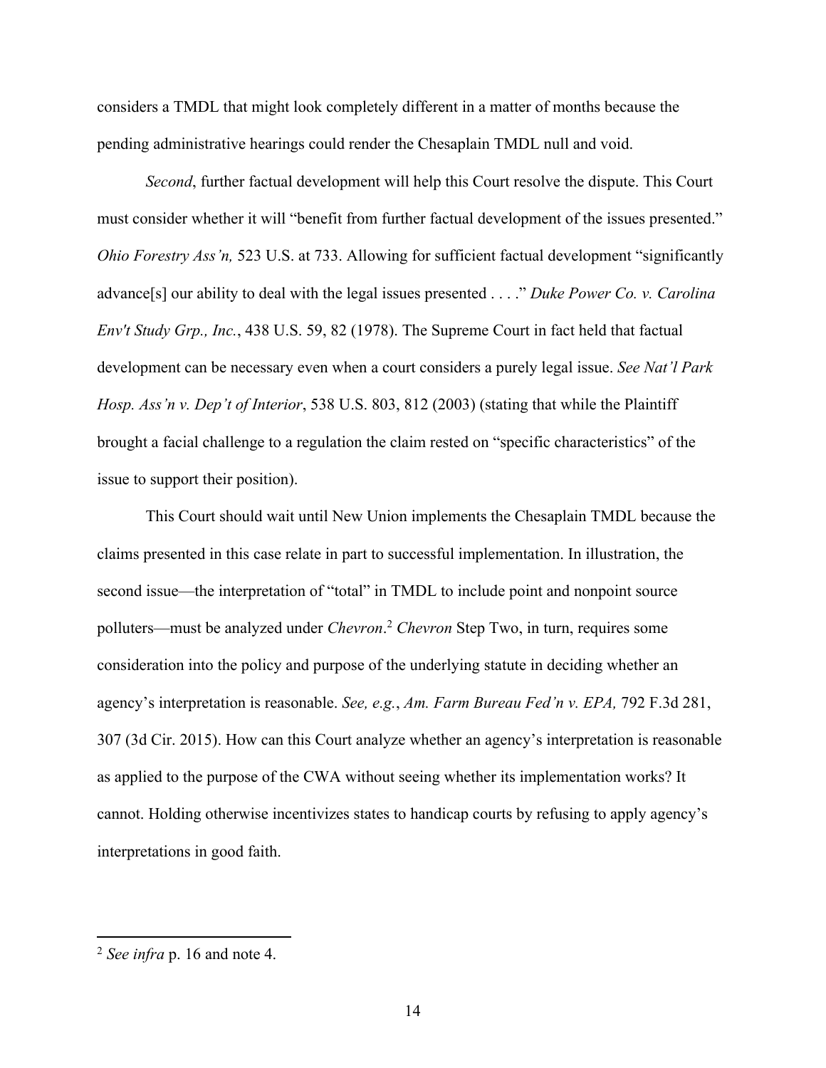considers a TMDL that might look completely different in a matter of months because the pending administrative hearings could render the Chesaplain TMDL null and void.

*Second*, further factual development will help this Court resolve the dispute. This Court must consider whether it will "benefit from further factual development of the issues presented." *Ohio Forestry Ass'n,* 523 U.S. at 733. Allowing for sufficient factual development "significantly advance[s] our ability to deal with the legal issues presented . . . ." *Duke Power Co. v. Carolina Env't Study Grp., Inc.*, 438 U.S. 59, 82 (1978). The Supreme Court in fact held that factual development can be necessary even when a court considers a purely legal issue. *See Nat'l Park Hosp. Ass'n v. Dep't of Interior*, 538 U.S. 803, 812 (2003) (stating that while the Plaintiff brought a facial challenge to a regulation the claim rested on "specific characteristics" of the issue to support their position).

This Court should wait until New Union implements the Chesaplain TMDL because the claims presented in this case relate in part to successful implementation. In illustration, the second issue—the interpretation of "total" in TMDL to include point and nonpoint source polluters—must be analyzed under *Chevron*.[2] *Chevron* Step Two, in turn, requires some consideration into the policy and purpose of the underlying statute in deciding whether an agency's interpretation is reasonable. *See, e.g.*, *Am. Farm Bureau Fed'n v. EPA,* 792 F.3d 281, 307 (3d Cir. 2015). How can this Court analyze whether an agency's interpretation is reasonable as applied to the purpose of the CWA without seeing whether its implementation works? It cannot. Holding otherwise incentivizes states to handicap courts by refusing to apply agency's interpretations in good faith.

[2] *See infra* p. 16 and note 4.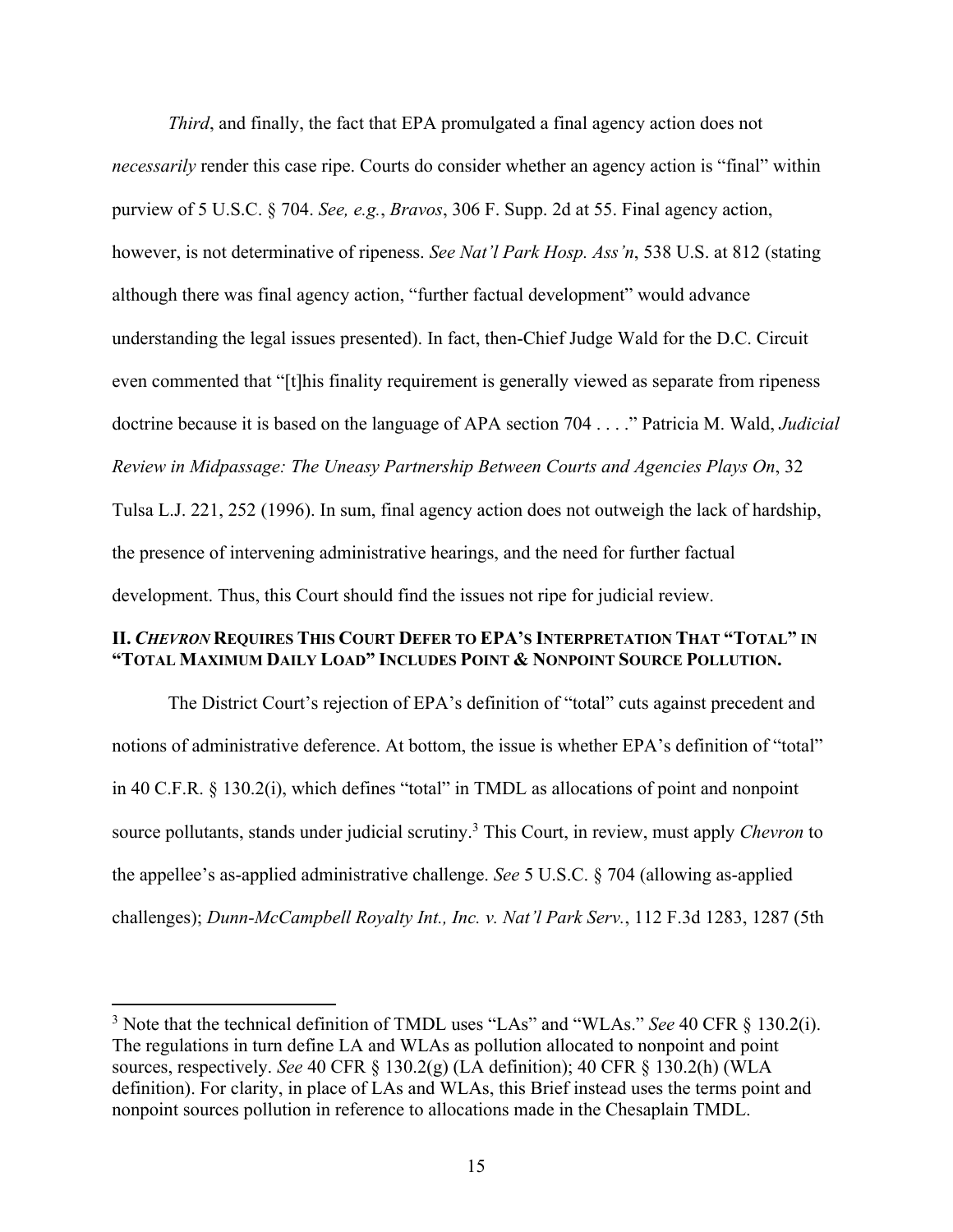*Third*, and finally, the fact that EPA promulgated a final agency action does not *necessarily* render this case ripe. Courts do consider whether an agency action is "final" within purview of 5 U.S.C. § 704. *See, e.g.*, *Bravos*, 306 F. Supp. 2d at 55. Final agency action, however, is not determinative of ripeness. *See Nat'l Park Hosp. Ass'n*, 538 U.S. at 812 (stating although there was final agency action, "further factual development" would advance understanding the legal issues presented). In fact, then-Chief Judge Wald for the D.C. Circuit even commented that "[t]his finality requirement is generally viewed as separate from ripeness doctrine because it is based on the language of APA section 704 . . . ." Patricia M. Wald, *Judicial Review in Midpassage: The Uneasy Partnership Between Courts and Agencies Plays On*, 32 Tulsa L.J. 221, 252 (1996). In sum, final agency action does not outweigh the lack of hardship, the presence of intervening administrative hearings, and the need for further factual development. Thus, this Court should find the issues not ripe for judicial review.

## II. *CHEVRON* REQUIRES THIS COURT DEFER TO EPA'S INTERPRETATION THAT "TOTAL" IN "TOTAL MAXIMUM DAILY LOAD" INCLUDES POINT & NONPOINT SOURCE POLLUTION.

The District Court's rejection of EPA's definition of "total" cuts against precedent and notions of administrative deference. At bottom, the issue is whether EPA's definition of "total" in 40 C.F.R. § 130.2(i), which defines "total" in TMDL as allocations of point and nonpoint source pollutants, stands under judicial scrutiny.[3] This Court, in review, must apply *Chevron* to the appellee's as-applied administrative challenge. *See* 5 U.S.C. § 704 (allowing as-applied challenges); *Dunn-McCampbell Royalty Int., Inc. v. Nat'l Park Serv.*, 112 F.3d 1283, 1287 (5th

---

[3] Note that the technical definition of TMDL uses "LAs" and "WLAs." *See* 40 CFR § 130.2(i). The regulations in turn define LA and WLAs as pollution allocated to nonpoint and point sources, respectively. *See* 40 CFR § 130.2(g) (LA definition); 40 CFR § 130.2(h) (WLA definition). For clarity, in place of LAs and WLAs, this Brief instead uses the terms point and nonpoint sources pollution in reference to allocations made in the Chesaplain TMDL.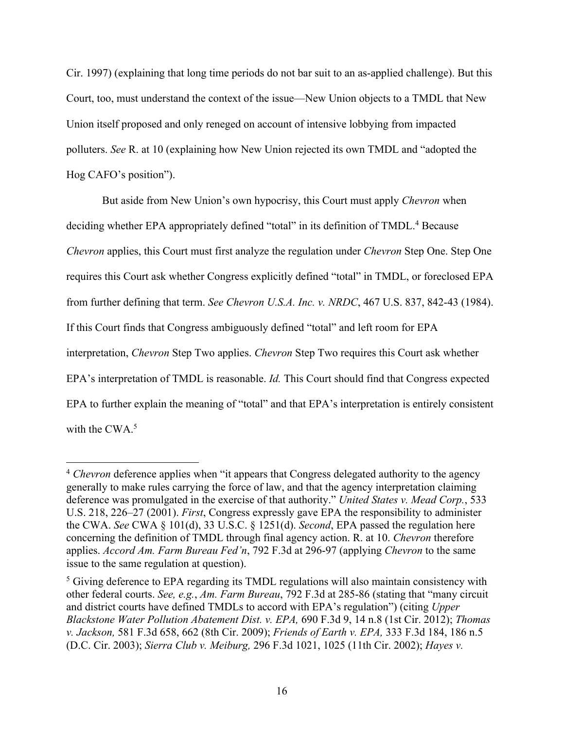Cir. 1997) (explaining that long time periods do not bar suit to an as-applied challenge). But this Court, too, must understand the context of the issue—New Union objects to a TMDL that New Union itself proposed and only reneged on account of intensive lobbying from impacted polluters. *See* R. at 10 (explaining how New Union rejected its own TMDL and "adopted the Hog CAFO's position").

But aside from New Union's own hypocrisy, this Court must apply *Chevron* when deciding whether EPA appropriately defined "total" in its definition of TMDL.[4] Because *Chevron* applies, this Court must first analyze the regulation under *Chevron* Step One. Step One requires this Court ask whether Congress explicitly defined "total" in TMDL, or foreclosed EPA from further defining that term. *See Chevron U.S.A. Inc. v. NRDC*, 467 U.S. 837, 842-43 (1984). If this Court finds that Congress ambiguously defined "total" and left room for EPA interpretation, *Chevron* Step Two applies. *Chevron* Step Two requires this Court ask whether EPA's interpretation of TMDL is reasonable. *Id.* This Court should find that Congress expected EPA to further explain the meaning of "total" and that EPA's interpretation is entirely consistent with the CWA.[5]

---

[4] *Chevron* deference applies when "it appears that Congress delegated authority to the agency generally to make rules carrying the force of law, and that the agency interpretation claiming deference was promulgated in the exercise of that authority." *United States v. Mead Corp.*, 533 U.S. 218, 226–27 (2001). *First*, Congress expressly gave EPA the responsibility to administer the CWA. *See* CWA § 101(d), 33 U.S.C. § 1251(d). *Second*, EPA passed the regulation here concerning the definition of TMDL through final agency action. R. at 10. *Chevron* therefore applies. *Accord Am. Farm Bureau Fed'n*, 792 F.3d at 296-97 (applying *Chevron* to the same issue to the same regulation at question).

[5] Giving deference to EPA regarding its TMDL regulations will also maintain consistency with other federal courts. *See, e.g.*, *Am. Farm Bureau*, 792 F.3d at 285-86 (stating that "many circuit and district courts have defined TMDLs to accord with EPA's regulation") (citing *Upper Blackstone Water Pollution Abatement Dist. v. EPA,* 690 F.3d 9, 14 n.8 (1st Cir. 2012); *Thomas v. Jackson,* 581 F.3d 658, 662 (8th Cir. 2009); *Friends of Earth v. EPA,* 333 F.3d 184, 186 n.5 (D.C. Cir. 2003); *Sierra Club v. Meiburg,* 296 F.3d 1021, 1025 (11th Cir. 2002); *Hayes v.*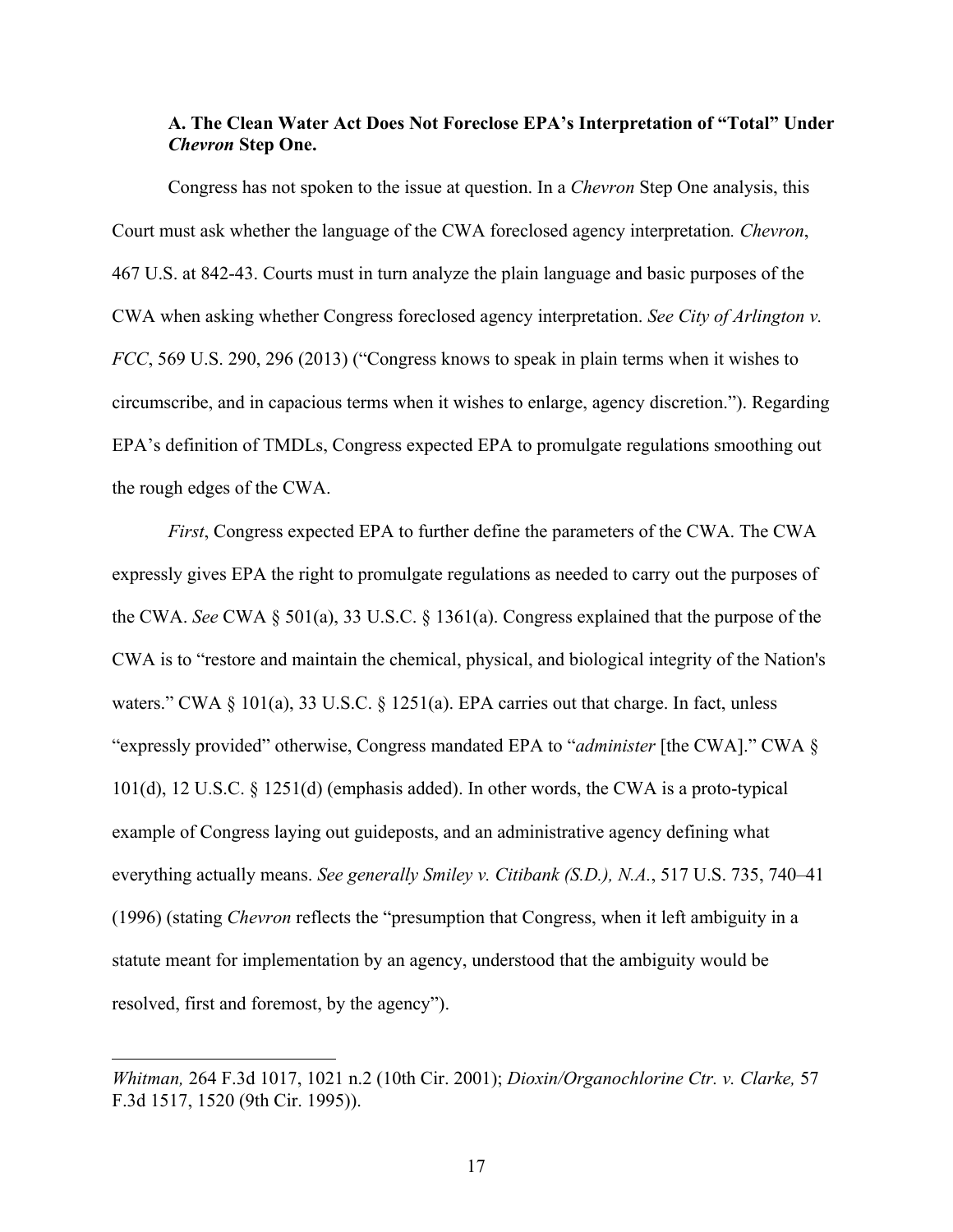**A. The Clean Water Act Does Not Foreclose EPA's Interpretation of "Total" Under *Chevron* Step One.**

Congress has not spoken to the issue at question. In a *Chevron* Step One analysis, this Court must ask whether the language of the CWA foreclosed agency interpretation*. Chevron*, 467 U.S. at 842-43. Courts must in turn analyze the plain language and basic purposes of the CWA when asking whether Congress foreclosed agency interpretation. *See City of Arlington v. FCC*, 569 U.S. 290, 296 (2013) ("Congress knows to speak in plain terms when it wishes to circumscribe, and in capacious terms when it wishes to enlarge, agency discretion."). Regarding EPA's definition of TMDLs, Congress expected EPA to promulgate regulations smoothing out the rough edges of the CWA.

*First*, Congress expected EPA to further define the parameters of the CWA. The CWA expressly gives EPA the right to promulgate regulations as needed to carry out the purposes of the CWA. *See* CWA § 501(a), 33 U.S.C. § 1361(a). Congress explained that the purpose of the CWA is to "restore and maintain the chemical, physical, and biological integrity of the Nation's waters." CWA § 101(a), 33 U.S.C. § 1251(a). EPA carries out that charge. In fact, unless "expressly provided" otherwise, Congress mandated EPA to "*administer* [the CWA]." CWA § 101(d), 12 U.S.C. § 1251(d) (emphasis added). In other words, the CWA is a proto-typical example of Congress laying out guideposts, and an administrative agency defining what everything actually means. *See generally Smiley v. Citibank (S.D.), N.A.*, 517 U.S. 735, 740–41 (1996) (stating *Chevron* reflects the "presumption that Congress, when it left ambiguity in a statute meant for implementation by an agency, understood that the ambiguity would be resolved, first and foremost, by the agency").

---

*Whitman,* 264 F.3d 1017, 1021 n.2 (10th Cir. 2001); *Dioxin/Organochlorine Ctr. v. Clarke,* 57 F.3d 1517, 1520 (9th Cir. 1995)).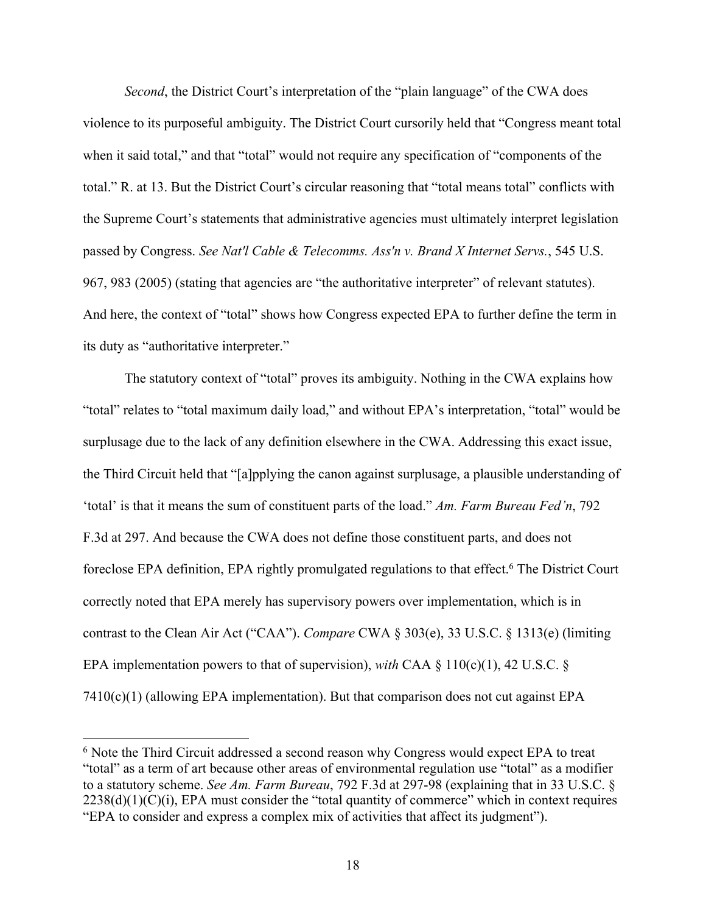*Second*, the District Court's interpretation of the "plain language" of the CWA does violence to its purposeful ambiguity. The District Court cursorily held that "Congress meant total when it said total," and that "total" would not require any specification of "components of the total." R. at 13. But the District Court's circular reasoning that "total means total" conflicts with the Supreme Court's statements that administrative agencies must ultimately interpret legislation passed by Congress. *See Nat'l Cable & Telecomms. Ass'n v. Brand X Internet Servs.*, 545 U.S. 967, 983 (2005) (stating that agencies are "the authoritative interpreter" of relevant statutes). And here, the context of "total" shows how Congress expected EPA to further define the term in its duty as "authoritative interpreter."

The statutory context of "total" proves its ambiguity. Nothing in the CWA explains how "total" relates to "total maximum daily load," and without EPA's interpretation, "total" would be surplusage due to the lack of any definition elsewhere in the CWA. Addressing this exact issue, the Third Circuit held that "[a]pplying the canon against surplusage, a plausible understanding of 'total' is that it means the sum of constituent parts of the load." *Am. Farm Bureau Fed'n*, 792 F.3d at 297. And because the CWA does not define those constituent parts, and does not foreclose EPA definition, EPA rightly promulgated regulations to that effect.[6] The District Court correctly noted that EPA merely has supervisory powers over implementation, which is in contrast to the Clean Air Act ("CAA"). *Compare* CWA § 303(e), 33 U.S.C. § 1313(e) (limiting EPA implementation powers to that of supervision), *with* CAA § 110(c)(1), 42 U.S.C. § 7410(c)(1) (allowing EPA implementation). But that comparison does not cut against EPA

[6] Note the Third Circuit addressed a second reason why Congress would expect EPA to treat "total" as a term of art because other areas of environmental regulation use "total" as a modifier to a statutory scheme. *See Am. Farm Bureau*, 792 F.3d at 297-98 (explaining that in 33 U.S.C. § 2238(d)(1)(C)(i), EPA must consider the "total quantity of commerce" which in context requires "EPA to consider and express a complex mix of activities that affect its judgment").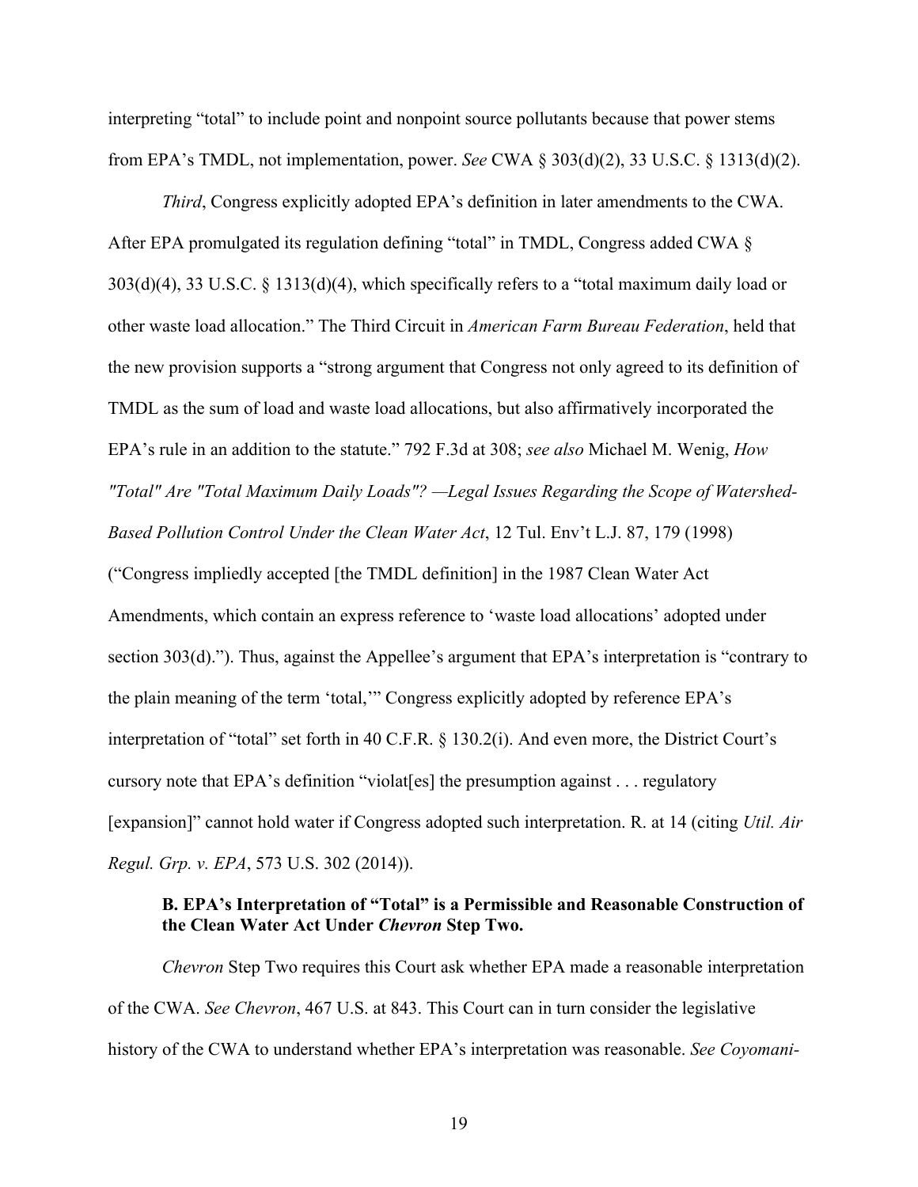interpreting "total" to include point and nonpoint source pollutants because that power stems from EPA's TMDL, not implementation, power. *See* CWA § 303(d)(2), 33 U.S.C. § 1313(d)(2).

*Third*, Congress explicitly adopted EPA's definition in later amendments to the CWA. After EPA promulgated its regulation defining "total" in TMDL, Congress added CWA § 303(d)(4), 33 U.S.C. § 1313(d)(4), which specifically refers to a "total maximum daily load or other waste load allocation." The Third Circuit in *American Farm Bureau Federation*, held that the new provision supports a "strong argument that Congress not only agreed to its definition of TMDL as the sum of load and waste load allocations, but also affirmatively incorporated the EPA's rule in an addition to the statute." 792 F.3d at 308; *see also* Michael M. Wenig, *How "Total" Are "Total Maximum Daily Loads"? —Legal Issues Regarding the Scope of Watershed-Based Pollution Control Under the Clean Water Act*, 12 Tul. Env't L.J. 87, 179 (1998) ("Congress impliedly accepted [the TMDL definition] in the 1987 Clean Water Act Amendments, which contain an express reference to 'waste load allocations' adopted under section 303(d)."). Thus, against the Appellee's argument that EPA's interpretation is "contrary to the plain meaning of the term 'total,'" Congress explicitly adopted by reference EPA's interpretation of "total" set forth in 40 C.F.R. § 130.2(i). And even more, the District Court's cursory note that EPA's definition "violat[es] the presumption against . . . regulatory [expansion]" cannot hold water if Congress adopted such interpretation. R. at 14 (citing *Util. Air Regul. Grp. v. EPA*, 573 U.S. 302 (2014)).

### B. EPA's Interpretation of "Total" is a Permissible and Reasonable Construction of the Clean Water Act Under *Chevron* Step Two.

*Chevron* Step Two requires this Court ask whether EPA made a reasonable interpretation of the CWA. *See Chevron*, 467 U.S. at 843. This Court can in turn consider the legislative history of the CWA to understand whether EPA's interpretation was reasonable. *See Coyomani-*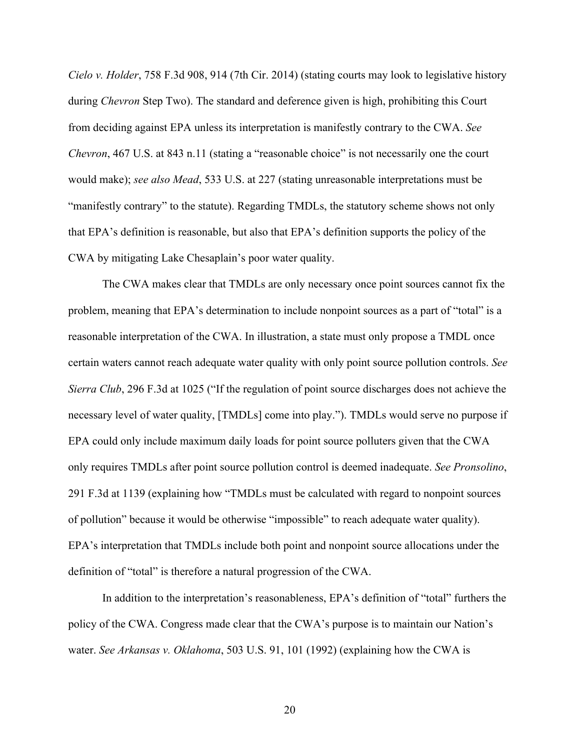*Cielo v. Holder*, 758 F.3d 908, 914 (7th Cir. 2014) (stating courts may look to legislative history during *Chevron* Step Two). The standard and deference given is high, prohibiting this Court from deciding against EPA unless its interpretation is manifestly contrary to the CWA. *See Chevron*, 467 U.S. at 843 n.11 (stating a "reasonable choice" is not necessarily one the court would make); *see also Mead*, 533 U.S. at 227 (stating unreasonable interpretations must be "manifestly contrary" to the statute). Regarding TMDLs, the statutory scheme shows not only that EPA's definition is reasonable, but also that EPA's definition supports the policy of the CWA by mitigating Lake Chesaplain's poor water quality.

The CWA makes clear that TMDLs are only necessary once point sources cannot fix the problem, meaning that EPA's determination to include nonpoint sources as a part of "total" is a reasonable interpretation of the CWA. In illustration, a state must only propose a TMDL once certain waters cannot reach adequate water quality with only point source pollution controls. *See Sierra Club*, 296 F.3d at 1025 ("If the regulation of point source discharges does not achieve the necessary level of water quality, [TMDLs] come into play."). TMDLs would serve no purpose if EPA could only include maximum daily loads for point source polluters given that the CWA only requires TMDLs after point source pollution control is deemed inadequate. *See Pronsolino*, 291 F.3d at 1139 (explaining how "TMDLs must be calculated with regard to nonpoint sources of pollution" because it would be otherwise "impossible" to reach adequate water quality). EPA's interpretation that TMDLs include both point and nonpoint source allocations under the definition of "total" is therefore a natural progression of the CWA.

In addition to the interpretation's reasonableness, EPA's definition of "total" furthers the policy of the CWA. Congress made clear that the CWA's purpose is to maintain our Nation's water. *See Arkansas v. Oklahoma*, 503 U.S. 91, 101 (1992) (explaining how the CWA is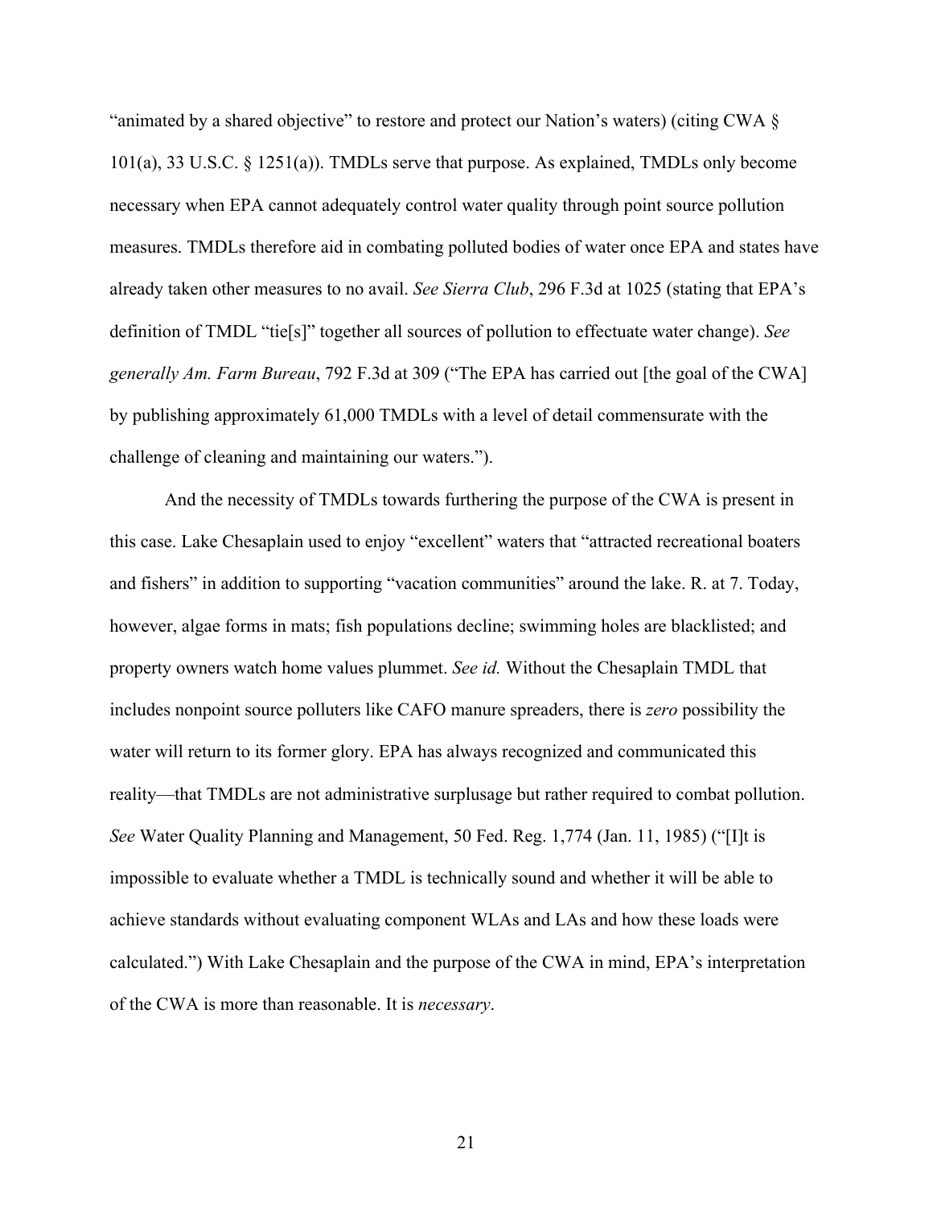"animated by a shared objective" to restore and protect our Nation's waters) (citing CWA § 101(a), 33 U.S.C. § 1251(a)). TMDLs serve that purpose. As explained, TMDLs only become necessary when EPA cannot adequately control water quality through point source pollution measures. TMDLs therefore aid in combating polluted bodies of water once EPA and states have already taken other measures to no avail. *See Sierra Club*, 296 F.3d at 1025 (stating that EPA's definition of TMDL "tie[s]" together all sources of pollution to effectuate water change). *See generally Am. Farm Bureau*, 792 F.3d at 309 ("The EPA has carried out [the goal of the CWA] by publishing approximately 61,000 TMDLs with a level of detail commensurate with the challenge of cleaning and maintaining our waters.").

And the necessity of TMDLs towards furthering the purpose of the CWA is present in this case. Lake Chesaplain used to enjoy "excellent" waters that "attracted recreational boaters and fishers" in addition to supporting "vacation communities" around the lake. R. at 7. Today, however, algae forms in mats; fish populations decline; swimming holes are blacklisted; and property owners watch home values plummet. *See id.* Without the Chesaplain TMDL that includes nonpoint source polluters like CAFO manure spreaders, there is *zero* possibility the water will return to its former glory. EPA has always recognized and communicated this reality—that TMDLs are not administrative surplusage but rather required to combat pollution. *See* Water Quality Planning and Management, 50 Fed. Reg. 1,774 (Jan. 11, 1985) ("[I]t is impossible to evaluate whether a TMDL is technically sound and whether it will be able to achieve standards without evaluating component WLAs and LAs and how these loads were calculated.") With Lake Chesaplain and the purpose of the CWA in mind, EPA's interpretation of the CWA is more than reasonable. It is *necessary*.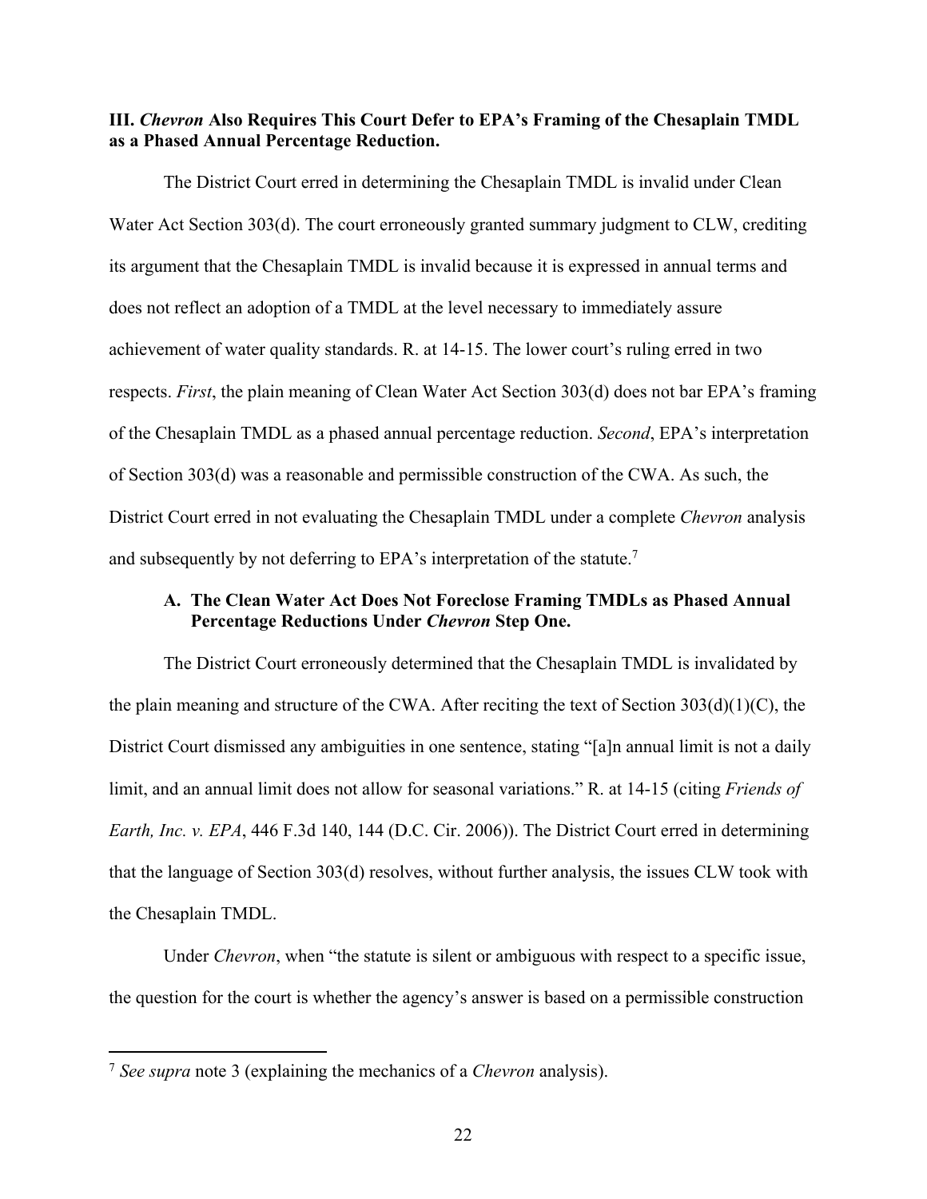### III. *Chevron* Also Requires This Court Defer to EPA's Framing of the Chesaplain TMDL as a Phased Annual Percentage Reduction.

The District Court erred in determining the Chesaplain TMDL is invalid under Clean Water Act Section 303(d). The court erroneously granted summary judgment to CLW, crediting its argument that the Chesaplain TMDL is invalid because it is expressed in annual terms and does not reflect an adoption of a TMDL at the level necessary to immediately assure achievement of water quality standards. R. at 14-15. The lower court's ruling erred in two respects. *First*, the plain meaning of Clean Water Act Section 303(d) does not bar EPA's framing of the Chesaplain TMDL as a phased annual percentage reduction. *Second*, EPA's interpretation of Section 303(d) was a reasonable and permissible construction of the CWA. As such, the District Court erred in not evaluating the Chesaplain TMDL under a complete *Chevron* analysis and subsequently by not deferring to EPA's interpretation of the statute.[7]

#### A. The Clean Water Act Does Not Foreclose Framing TMDLs as Phased Annual Percentage Reductions Under *Chevron* Step One.

The District Court erroneously determined that the Chesaplain TMDL is invalidated by the plain meaning and structure of the CWA. After reciting the text of Section 303(d)(1)(C), the District Court dismissed any ambiguities in one sentence, stating "[a]n annual limit is not a daily limit, and an annual limit does not allow for seasonal variations." R. at 14-15 (citing *Friends of Earth, Inc. v. EPA*, 446 F.3d 140, 144 (D.C. Cir. 2006)). The District Court erred in determining that the language of Section 303(d) resolves, without further analysis, the issues CLW took with the Chesaplain TMDL.

Under *Chevron*, when "the statute is silent or ambiguous with respect to a specific issue, the question for the court is whether the agency's answer is based on a permissible construction

---

[7] *See supra* note 3 (explaining the mechanics of a *Chevron* analysis).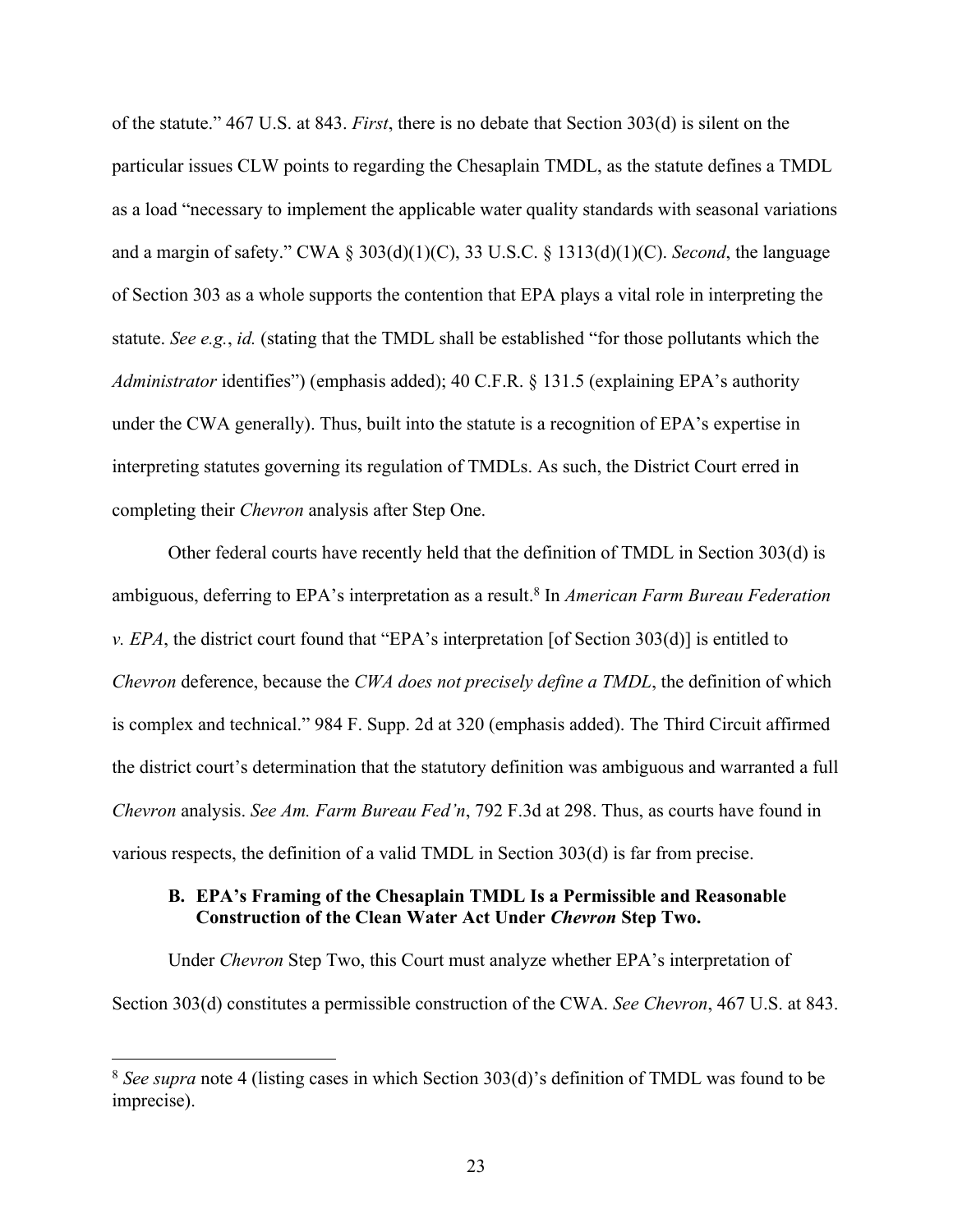of the statute." 467 U.S. at 843. *First*, there is no debate that Section 303(d) is silent on the particular issues CLW points to regarding the Chesaplain TMDL, as the statute defines a TMDL as a load "necessary to implement the applicable water quality standards with seasonal variations and a margin of safety." CWA § 303(d)(1)(C), 33 U.S.C. § 1313(d)(1)(C). *Second*, the language of Section 303 as a whole supports the contention that EPA plays a vital role in interpreting the statute. *See e.g.*, *id.* (stating that the TMDL shall be established "for those pollutants which the *Administrator* identifies") (emphasis added); 40 C.F.R. § 131.5 (explaining EPA's authority under the CWA generally). Thus, built into the statute is a recognition of EPA's expertise in interpreting statutes governing its regulation of TMDLs. As such, the District Court erred in completing their *Chevron* analysis after Step One.

Other federal courts have recently held that the definition of TMDL in Section 303(d) is ambiguous, deferring to EPA's interpretation as a result.[8] In *American Farm Bureau Federation v. EPA*, the district court found that "EPA's interpretation [of Section 303(d)] is entitled to *Chevron* deference, because the *CWA does not precisely define a TMDL*, the definition of which is complex and technical." 984 F. Supp. 2d at 320 (emphasis added). The Third Circuit affirmed the district court's determination that the statutory definition was ambiguous and warranted a full *Chevron* analysis. *See Am. Farm Bureau Fed'n*, 792 F.3d at 298. Thus, as courts have found in various respects, the definition of a valid TMDL in Section 303(d) is far from precise.

### B. EPA's Framing of the Chesaplain TMDL Is a Permissible and Reasonable Construction of the Clean Water Act Under *Chevron* Step Two.

Under *Chevron* Step Two, this Court must analyze whether EPA's interpretation of Section 303(d) constitutes a permissible construction of the CWA. *See Chevron*, 467 U.S. at 843.

---

[8] *See supra* note 4 (listing cases in which Section 303(d)'s definition of TMDL was found to be imprecise).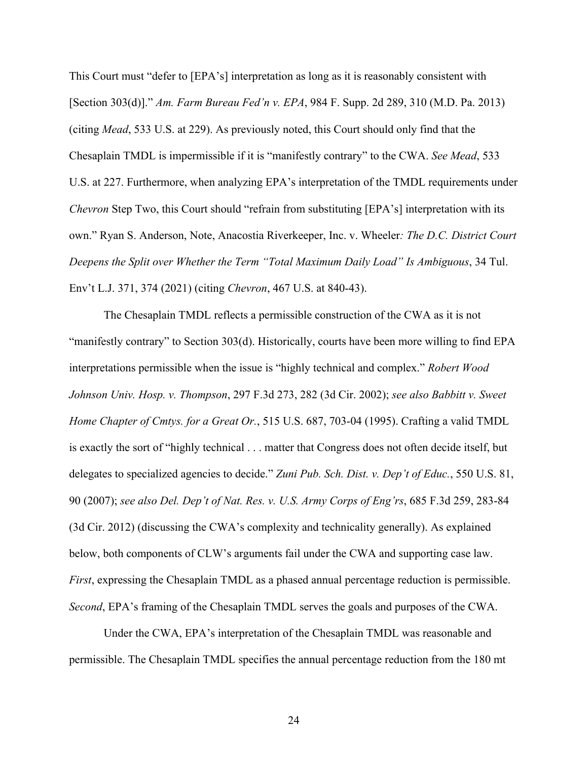This Court must "defer to [EPA's] interpretation as long as it is reasonably consistent with [Section 303(d)]." *Am. Farm Bureau Fed'n v. EPA*, 984 F. Supp. 2d 289, 310 (M.D. Pa. 2013) (citing *Mead*, 533 U.S. at 229). As previously noted, this Court should only find that the Chesaplain TMDL is impermissible if it is "manifestly contrary" to the CWA. *See Mead*, 533 U.S. at 227. Furthermore, when analyzing EPA's interpretation of the TMDL requirements under *Chevron* Step Two, this Court should "refrain from substituting [EPA's] interpretation with its own." Ryan S. Anderson, Note, Anacostia Riverkeeper, Inc. v. Wheeler*: The D.C. District Court Deepens the Split over Whether the Term "Total Maximum Daily Load" Is Ambiguous*, 34 Tul. Env't L.J. 371, 374 (2021) (citing *Chevron*, 467 U.S. at 840-43).

The Chesaplain TMDL reflects a permissible construction of the CWA as it is not "manifestly contrary" to Section 303(d). Historically, courts have been more willing to find EPA interpretations permissible when the issue is "highly technical and complex." *Robert Wood Johnson Univ. Hosp. v. Thompson*, 297 F.3d 273, 282 (3d Cir. 2002); *see also Babbitt v. Sweet Home Chapter of Cmtys. for a Great Or.*, 515 U.S. 687, 703-04 (1995). Crafting a valid TMDL is exactly the sort of "highly technical . . . matter that Congress does not often decide itself, but delegates to specialized agencies to decide." *Zuni Pub. Sch. Dist. v. Dep't of Educ.*, 550 U.S. 81, 90 (2007); *see also Del. Dep't of Nat. Res. v. U.S. Army Corps of Eng'rs*, 685 F.3d 259, 283-84 (3d Cir. 2012) (discussing the CWA's complexity and technicality generally). As explained below, both components of CLW's arguments fail under the CWA and supporting case law. *First*, expressing the Chesaplain TMDL as a phased annual percentage reduction is permissible. *Second*, EPA's framing of the Chesaplain TMDL serves the goals and purposes of the CWA.

Under the CWA, EPA's interpretation of the Chesaplain TMDL was reasonable and permissible. The Chesaplain TMDL specifies the annual percentage reduction from the 180 mt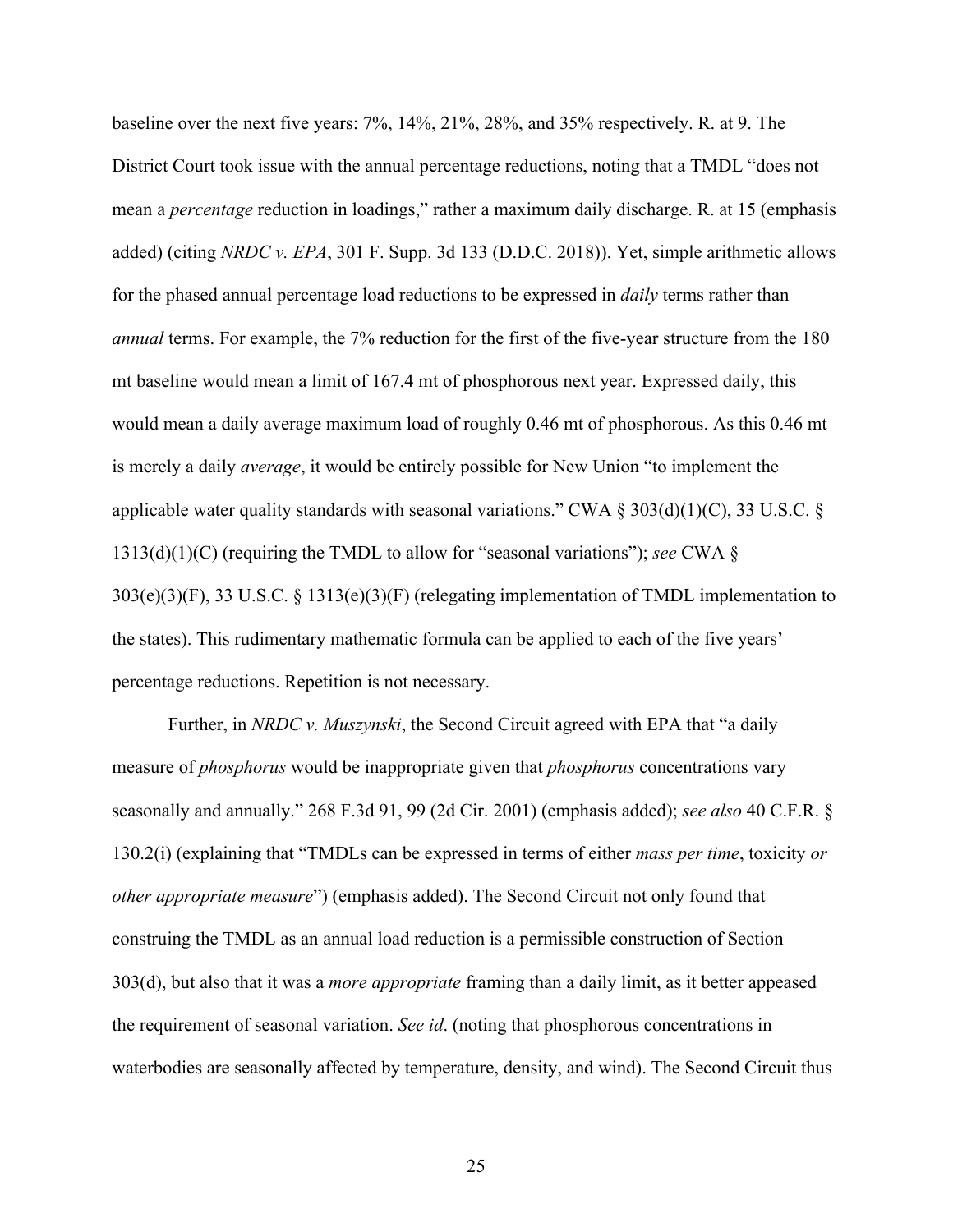baseline over the next five years: 7%, 14%, 21%, 28%, and 35% respectively. R. at 9. The District Court took issue with the annual percentage reductions, noting that a TMDL "does not mean a *percentage* reduction in loadings," rather a maximum daily discharge. R. at 15 (emphasis added) (citing *NRDC v. EPA*, 301 F. Supp. 3d 133 (D.D.C. 2018)). Yet, simple arithmetic allows for the phased annual percentage load reductions to be expressed in *daily* terms rather than *annual* terms. For example, the 7% reduction for the first of the five-year structure from the 180 mt baseline would mean a limit of 167.4 mt of phosphorous next year. Expressed daily, this would mean a daily average maximum load of roughly 0.46 mt of phosphorous. As this 0.46 mt is merely a daily *average*, it would be entirely possible for New Union "to implement the applicable water quality standards with seasonal variations." CWA § 303(d)(1)(C), 33 U.S.C. § 1313(d)(1)(C) (requiring the TMDL to allow for "seasonal variations"); *see* CWA § 303(e)(3)(F), 33 U.S.C. § 1313(e)(3)(F) (relegating implementation of TMDL implementation to the states). This rudimentary mathematic formula can be applied to each of the five years' percentage reductions. Repetition is not necessary.

Further, in *NRDC v. Muszynski*, the Second Circuit agreed with EPA that "a daily measure of *phosphorus* would be inappropriate given that *phosphorus* concentrations vary seasonally and annually." 268 F.3d 91, 99 (2d Cir. 2001) (emphasis added); *see also* 40 C.F.R. § 130.2(i) (explaining that "TMDLs can be expressed in terms of either *mass per time*, toxicity *or other appropriate measure*") (emphasis added). The Second Circuit not only found that construing the TMDL as an annual load reduction is a permissible construction of Section 303(d), but also that it was a *more appropriate* framing than a daily limit, as it better appeased the requirement of seasonal variation. *See id*. (noting that phosphorous concentrations in waterbodies are seasonally affected by temperature, density, and wind). The Second Circuit thus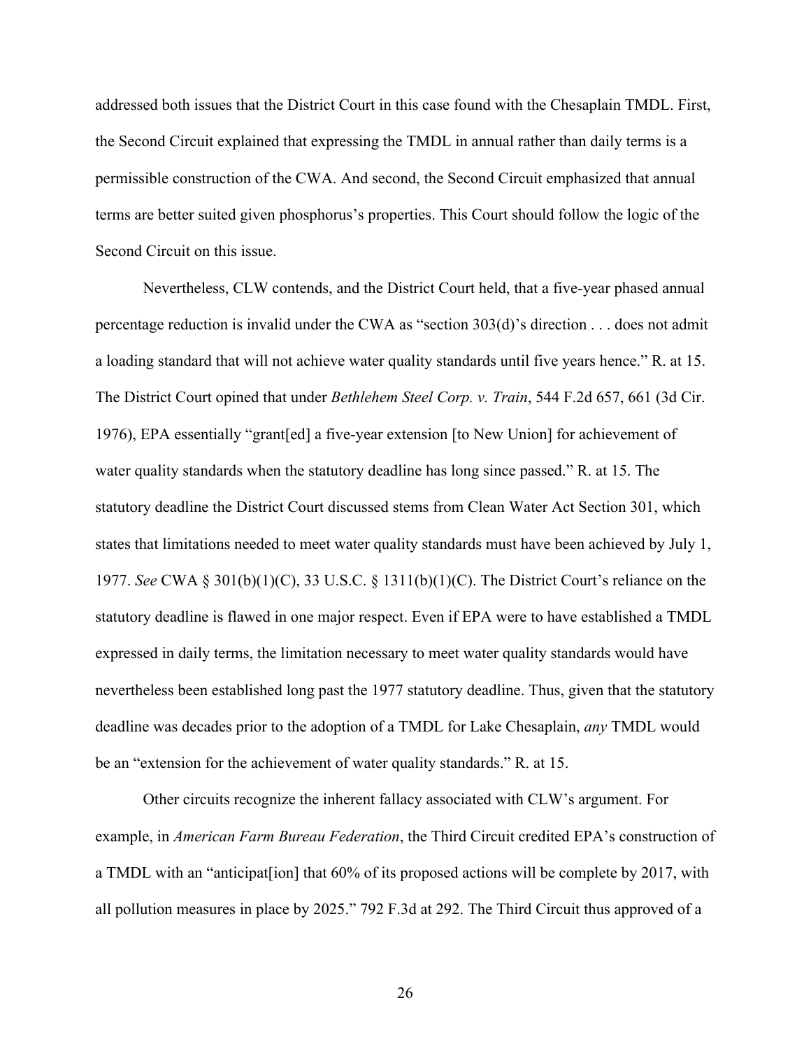addressed both issues that the District Court in this case found with the Chesaplain TMDL. First, the Second Circuit explained that expressing the TMDL in annual rather than daily terms is a permissible construction of the CWA. And second, the Second Circuit emphasized that annual terms are better suited given phosphorus's properties. This Court should follow the logic of the Second Circuit on this issue.

Nevertheless, CLW contends, and the District Court held, that a five-year phased annual percentage reduction is invalid under the CWA as "section 303(d)'s direction . . . does not admit a loading standard that will not achieve water quality standards until five years hence." R. at 15. The District Court opined that under *Bethlehem Steel Corp. v. Train*, 544 F.2d 657, 661 (3d Cir. 1976), EPA essentially "grant[ed] a five-year extension [to New Union] for achievement of water quality standards when the statutory deadline has long since passed." R. at 15. The statutory deadline the District Court discussed stems from Clean Water Act Section 301, which states that limitations needed to meet water quality standards must have been achieved by July 1, 1977. *See* CWA § 301(b)(1)(C), 33 U.S.C. § 1311(b)(1)(C). The District Court's reliance on the statutory deadline is flawed in one major respect. Even if EPA were to have established a TMDL expressed in daily terms, the limitation necessary to meet water quality standards would have nevertheless been established long past the 1977 statutory deadline. Thus, given that the statutory deadline was decades prior to the adoption of a TMDL for Lake Chesaplain, *any* TMDL would be an "extension for the achievement of water quality standards." R. at 15.

Other circuits recognize the inherent fallacy associated with CLW's argument. For example, in *American Farm Bureau Federation*, the Third Circuit credited EPA's construction of a TMDL with an "anticipat[ion] that 60% of its proposed actions will be complete by 2017, with all pollution measures in place by 2025." 792 F.3d at 292. The Third Circuit thus approved of a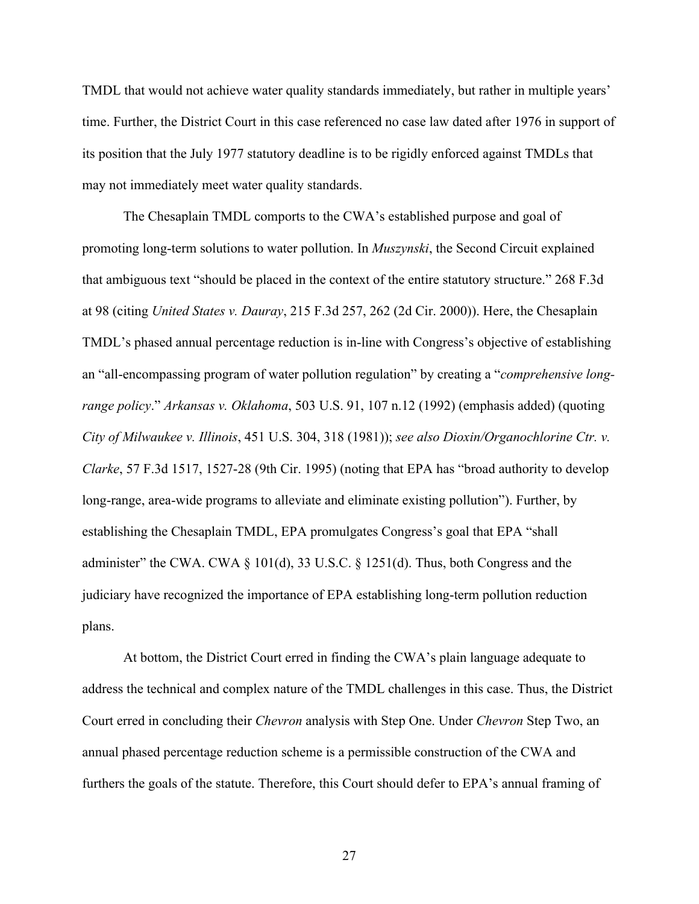TMDL that would not achieve water quality standards immediately, but rather in multiple years' time. Further, the District Court in this case referenced no case law dated after 1976 in support of its position that the July 1977 statutory deadline is to be rigidly enforced against TMDLs that may not immediately meet water quality standards.

The Chesaplain TMDL comports to the CWA's established purpose and goal of promoting long-term solutions to water pollution. In *Muszynski*, the Second Circuit explained that ambiguous text "should be placed in the context of the entire statutory structure." 268 F.3d at 98 (citing *United States v. Dauray*, 215 F.3d 257, 262 (2d Cir. 2000)). Here, the Chesaplain TMDL's phased annual percentage reduction is in-line with Congress's objective of establishing an "all-encompassing program of water pollution regulation" by creating a "*comprehensive long-range policy*." *Arkansas v. Oklahoma*, 503 U.S. 91, 107 n.12 (1992) (emphasis added) (quoting *City of Milwaukee v. Illinois*, 451 U.S. 304, 318 (1981)); *see also Dioxin/Organochlorine Ctr. v. Clarke*, 57 F.3d 1517, 1527-28 (9th Cir. 1995) (noting that EPA has "broad authority to develop long-range, area-wide programs to alleviate and eliminate existing pollution"). Further, by establishing the Chesaplain TMDL, EPA promulgates Congress's goal that EPA "shall administer" the CWA. CWA § 101(d), 33 U.S.C. § 1251(d). Thus, both Congress and the judiciary have recognized the importance of EPA establishing long-term pollution reduction plans.

At bottom, the District Court erred in finding the CWA's plain language adequate to address the technical and complex nature of the TMDL challenges in this case. Thus, the District Court erred in concluding their *Chevron* analysis with Step One. Under *Chevron* Step Two, an annual phased percentage reduction scheme is a permissible construction of the CWA and furthers the goals of the statute. Therefore, this Court should defer to EPA's annual framing of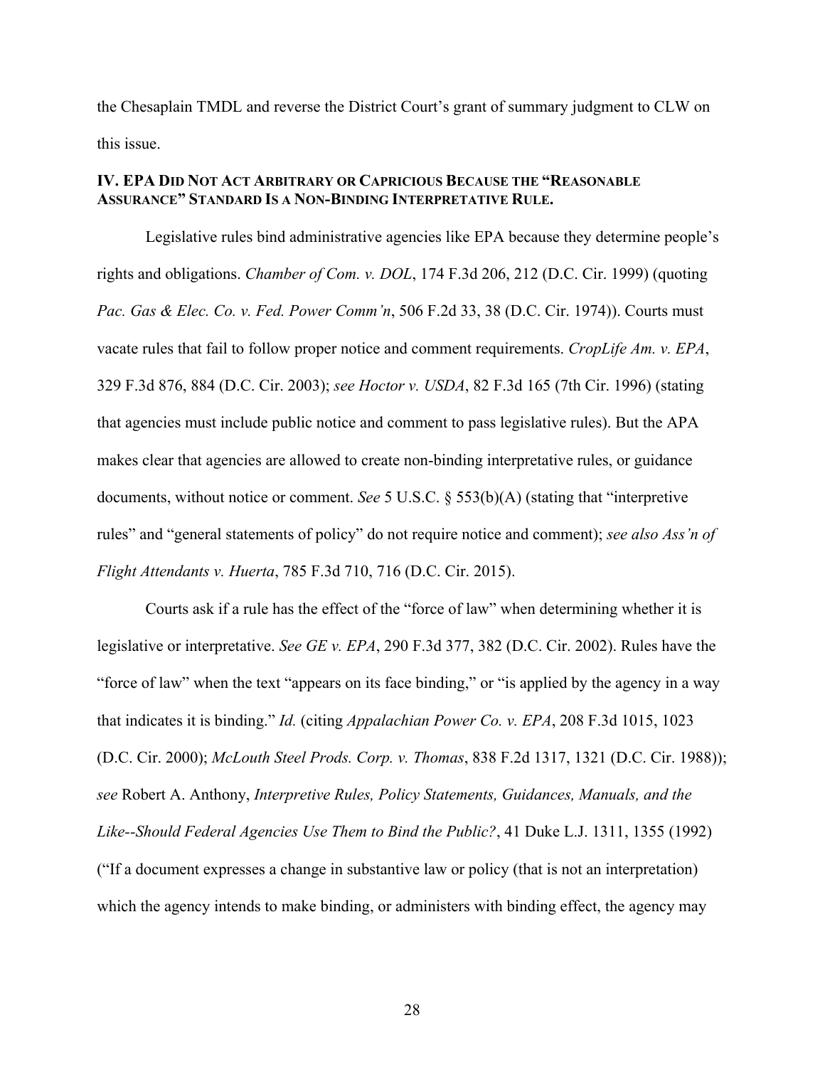the Chesaplain TMDL and reverse the District Court's grant of summary judgment to CLW on this issue.

### IV. EPA DID NOT ACT ARBITRARY OR CAPRICIOUS BECAUSE THE "REASONABLE ASSURANCE" STANDARD IS A NON-BINDING INTERPRETATIVE RULE.

Legislative rules bind administrative agencies like EPA because they determine people's rights and obligations. *Chamber of Com. v. DOL*, 174 F.3d 206, 212 (D.C. Cir. 1999) (quoting *Pac. Gas & Elec. Co. v. Fed. Power Comm'n*, 506 F.2d 33, 38 (D.C. Cir. 1974)). Courts must vacate rules that fail to follow proper notice and comment requirements. *CropLife Am. v. EPA*, 329 F.3d 876, 884 (D.C. Cir. 2003); *see Hoctor v. USDA*, 82 F.3d 165 (7th Cir. 1996) (stating that agencies must include public notice and comment to pass legislative rules). But the APA makes clear that agencies are allowed to create non-binding interpretative rules, or guidance documents, without notice or comment. *See* 5 U.S.C. § 553(b)(A) (stating that "interpretive rules" and "general statements of policy" do not require notice and comment); *see also Ass'n of Flight Attendants v. Huerta*, 785 F.3d 710, 716 (D.C. Cir. 2015).

Courts ask if a rule has the effect of the "force of law" when determining whether it is legislative or interpretative. *See GE v. EPA*, 290 F.3d 377, 382 (D.C. Cir. 2002). Rules have the "force of law" when the text "appears on its face binding," or "is applied by the agency in a way that indicates it is binding." *Id.* (citing *Appalachian Power Co. v. EPA*, 208 F.3d 1015, 1023 (D.C. Cir. 2000); *McLouth Steel Prods. Corp. v. Thomas*, 838 F.2d 1317, 1321 (D.C. Cir. 1988)); *see* Robert A. Anthony, *Interpretive Rules, Policy Statements, Guidances, Manuals, and the Like--Should Federal Agencies Use Them to Bind the Public?*, 41 Duke L.J. 1311, 1355 (1992) ("If a document expresses a change in substantive law or policy (that is not an interpretation) which the agency intends to make binding, or administers with binding effect, the agency may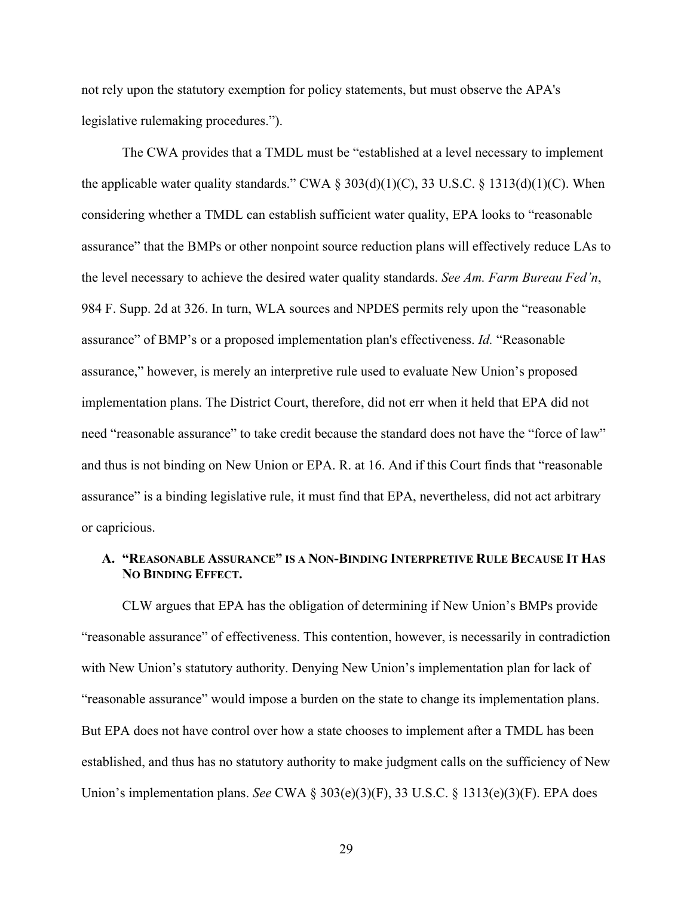not rely upon the statutory exemption for policy statements, but must observe the APA's legislative rulemaking procedures.").

The CWA provides that a TMDL must be "established at a level necessary to implement the applicable water quality standards." CWA § 303(d)(1)(C), 33 U.S.C. § 1313(d)(1)(C). When considering whether a TMDL can establish sufficient water quality, EPA looks to "reasonable assurance" that the BMPs or other nonpoint source reduction plans will effectively reduce LAs to the level necessary to achieve the desired water quality standards. *See Am. Farm Bureau Fed'n*, 984 F. Supp. 2d at 326. In turn, WLA sources and NPDES permits rely upon the "reasonable assurance" of BMP's or a proposed implementation plan's effectiveness. *Id.* "Reasonable assurance," however, is merely an interpretive rule used to evaluate New Union's proposed implementation plans. The District Court, therefore, did not err when it held that EPA did not need "reasonable assurance" to take credit because the standard does not have the "force of law" and thus is not binding on New Union or EPA. R. at 16. And if this Court finds that "reasonable assurance" is a binding legislative rule, it must find that EPA, nevertheless, did not act arbitrary or capricious.

### A. "Reasonable Assurance" is a Non-Binding Interpretive Rule Because It Has No Binding Effect.

CLW argues that EPA has the obligation of determining if New Union's BMPs provide "reasonable assurance" of effectiveness. This contention, however, is necessarily in contradiction with New Union's statutory authority. Denying New Union's implementation plan for lack of "reasonable assurance" would impose a burden on the state to change its implementation plans. But EPA does not have control over how a state chooses to implement after a TMDL has been established, and thus has no statutory authority to make judgment calls on the sufficiency of New Union's implementation plans. *See* CWA § 303(e)(3)(F), 33 U.S.C. § 1313(e)(3)(F). EPA does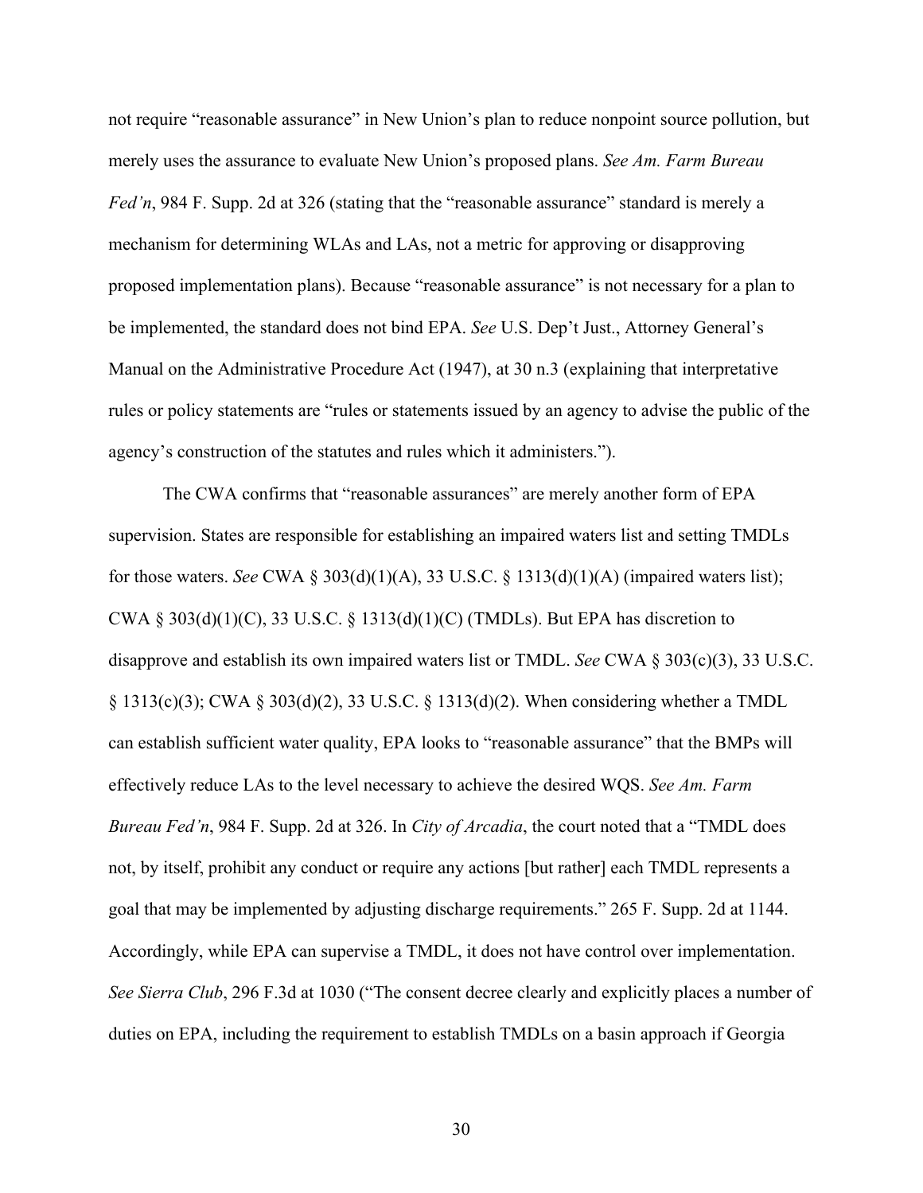not require "reasonable assurance" in New Union's plan to reduce nonpoint source pollution, but merely uses the assurance to evaluate New Union's proposed plans. *See Am. Farm Bureau Fed'n*, 984 F. Supp. 2d at 326 (stating that the "reasonable assurance" standard is merely a mechanism for determining WLAs and LAs, not a metric for approving or disapproving proposed implementation plans). Because "reasonable assurance" is not necessary for a plan to be implemented, the standard does not bind EPA. *See* U.S. Dep't Just., Attorney General's Manual on the Administrative Procedure Act (1947), at 30 n.3 (explaining that interpretative rules or policy statements are "rules or statements issued by an agency to advise the public of the agency's construction of the statutes and rules which it administers.").

The CWA confirms that "reasonable assurances" are merely another form of EPA supervision. States are responsible for establishing an impaired waters list and setting TMDLs for those waters. *See* CWA § 303(d)(1)(A), 33 U.S.C. § 1313(d)(1)(A) (impaired waters list); CWA § 303(d)(1)(C), 33 U.S.C. § 1313(d)(1)(C) (TMDLs). But EPA has discretion to disapprove and establish its own impaired waters list or TMDL. *See* CWA § 303(c)(3), 33 U.S.C. § 1313(c)(3); CWA § 303(d)(2), 33 U.S.C. § 1313(d)(2). When considering whether a TMDL can establish sufficient water quality, EPA looks to "reasonable assurance" that the BMPs will effectively reduce LAs to the level necessary to achieve the desired WQS. *See Am. Farm Bureau Fed'n*, 984 F. Supp. 2d at 326. In *City of Arcadia*, the court noted that a "TMDL does not, by itself, prohibit any conduct or require any actions [but rather] each TMDL represents a goal that may be implemented by adjusting discharge requirements." 265 F. Supp. 2d at 1144. Accordingly, while EPA can supervise a TMDL, it does not have control over implementation. *See Sierra Club*, 296 F.3d at 1030 ("The consent decree clearly and explicitly places a number of duties on EPA, including the requirement to establish TMDLs on a basin approach if Georgia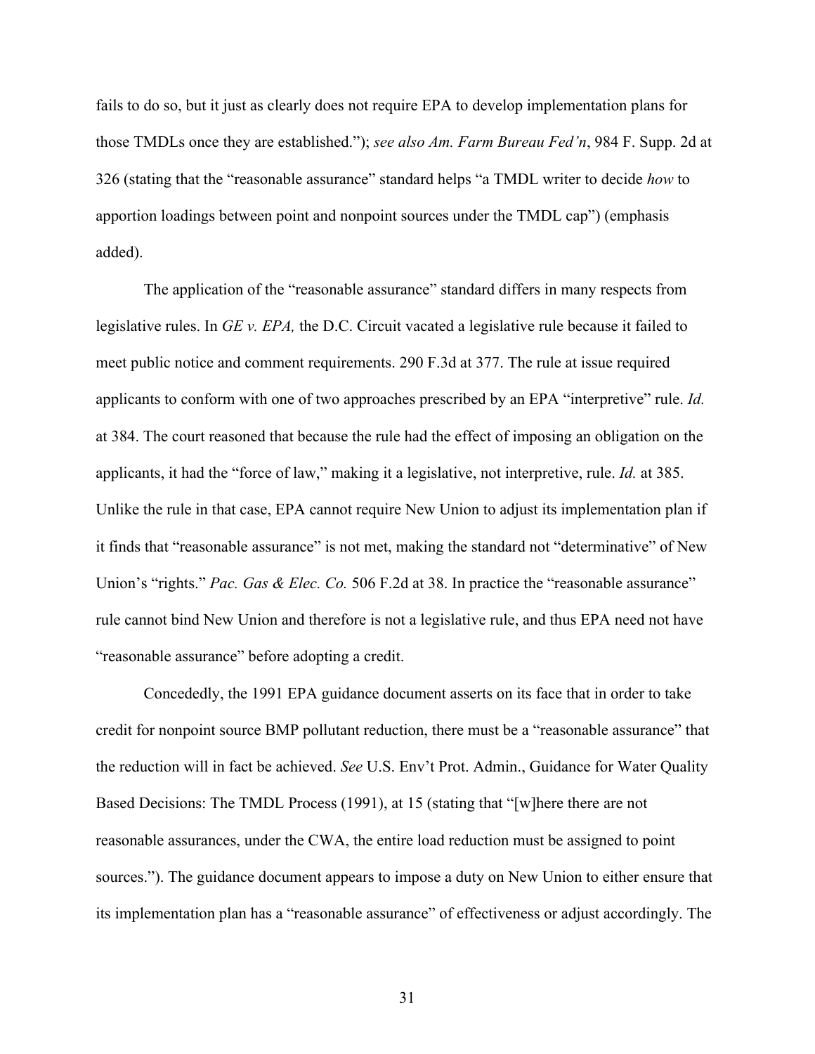fails to do so, but it just as clearly does not require EPA to develop implementation plans for those TMDLs once they are established."); *see also Am. Farm Bureau Fed'n*, 984 F. Supp. 2d at 326 (stating that the "reasonable assurance" standard helps "a TMDL writer to decide *how* to apportion loadings between point and nonpoint sources under the TMDL cap") (emphasis added).

The application of the "reasonable assurance" standard differs in many respects from legislative rules. In *GE v. EPA,* the D.C. Circuit vacated a legislative rule because it failed to meet public notice and comment requirements. 290 F.3d at 377. The rule at issue required applicants to conform with one of two approaches prescribed by an EPA "interpretive" rule. *Id.* at 384. The court reasoned that because the rule had the effect of imposing an obligation on the applicants, it had the "force of law," making it a legislative, not interpretive, rule. *Id.* at 385. Unlike the rule in that case, EPA cannot require New Union to adjust its implementation plan if it finds that "reasonable assurance" is not met, making the standard not "determinative" of New Union's "rights." *Pac. Gas & Elec. Co.* 506 F.2d at 38. In practice the "reasonable assurance" rule cannot bind New Union and therefore is not a legislative rule, and thus EPA need not have "reasonable assurance" before adopting a credit.

Concededly, the 1991 EPA guidance document asserts on its face that in order to take credit for nonpoint source BMP pollutant reduction, there must be a "reasonable assurance" that the reduction will in fact be achieved. *See* U.S. Env't Prot. Admin., Guidance for Water Quality Based Decisions: The TMDL Process (1991), at 15 (stating that "[w]here there are not reasonable assurances, under the CWA, the entire load reduction must be assigned to point sources."). The guidance document appears to impose a duty on New Union to either ensure that its implementation plan has a "reasonable assurance" of effectiveness or adjust accordingly. The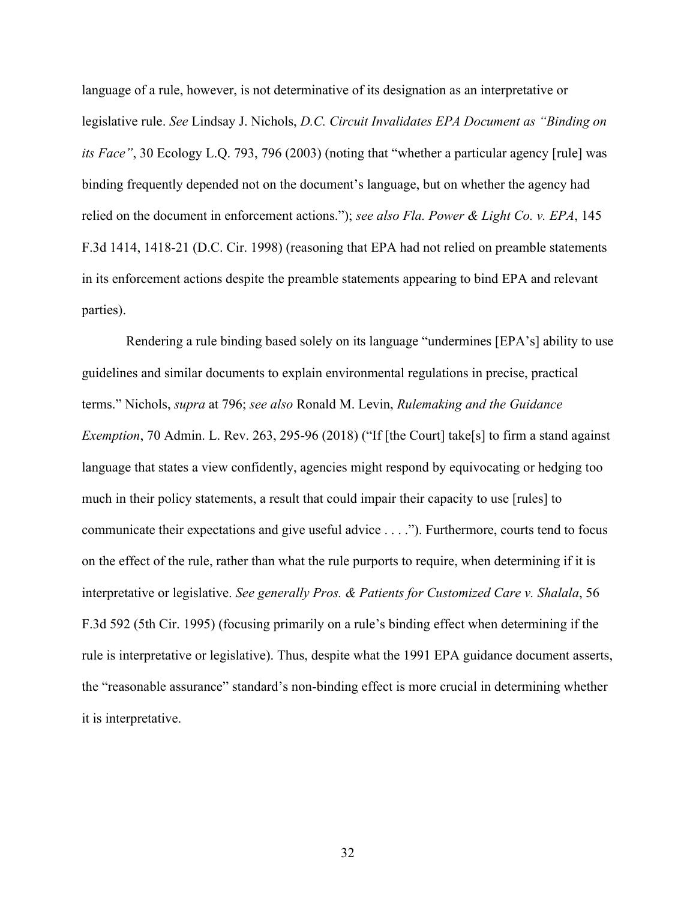language of a rule, however, is not determinative of its designation as an interpretative or legislative rule. *See* Lindsay J. Nichols, *D.C. Circuit Invalidates EPA Document as "Binding on its Face"*, 30 Ecology L.Q. 793, 796 (2003) (noting that "whether a particular agency [rule] was binding frequently depended not on the document's language, but on whether the agency had relied on the document in enforcement actions."); *see also Fla. Power & Light Co. v. EPA*, 145 F.3d 1414, 1418-21 (D.C. Cir. 1998) (reasoning that EPA had not relied on preamble statements in its enforcement actions despite the preamble statements appearing to bind EPA and relevant parties).

Rendering a rule binding based solely on its language "undermines [EPA's] ability to use guidelines and similar documents to explain environmental regulations in precise, practical terms." Nichols, *supra* at 796; *see also* Ronald M. Levin, *Rulemaking and the Guidance Exemption*, 70 Admin. L. Rev. 263, 295-96 (2018) ("If [the Court] take[s] to firm a stand against language that states a view confidently, agencies might respond by equivocating or hedging too much in their policy statements, a result that could impair their capacity to use [rules] to communicate their expectations and give useful advice . . . ."). Furthermore, courts tend to focus on the effect of the rule, rather than what the rule purports to require, when determining if it is interpretative or legislative. *See generally Pros. & Patients for Customized Care v. Shalala*, 56 F.3d 592 (5th Cir. 1995) (focusing primarily on a rule's binding effect when determining if the rule is interpretative or legislative). Thus, despite what the 1991 EPA guidance document asserts, the "reasonable assurance" standard's non-binding effect is more crucial in determining whether it is interpretative.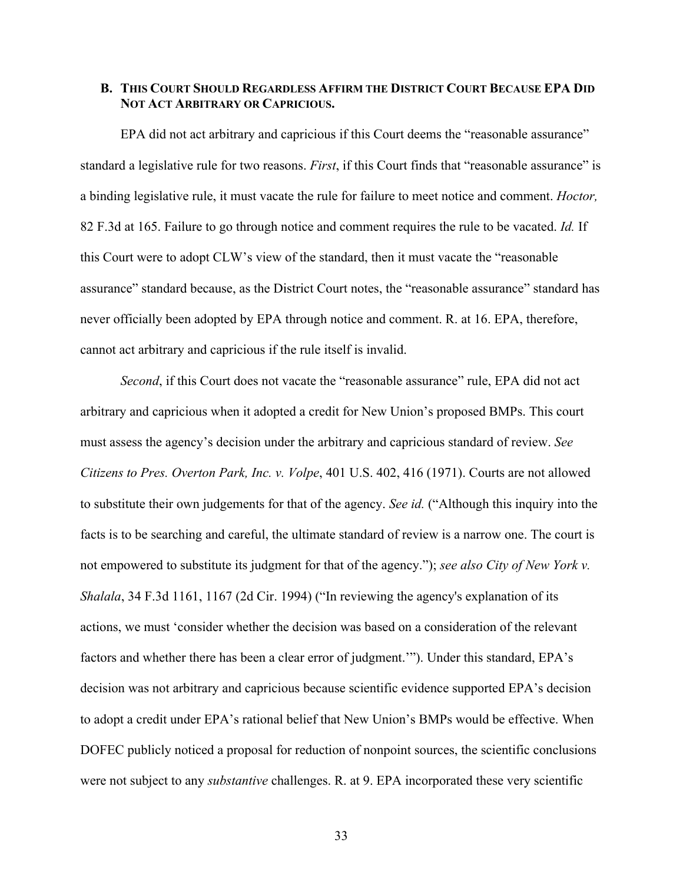### B. THIS COURT SHOULD REGARDLESS AFFIRM THE DISTRICT COURT BECAUSE EPA DID NOT ACT ARBITRARY OR CAPRICIOUS.

EPA did not act arbitrary and capricious if this Court deems the "reasonable assurance" standard a legislative rule for two reasons. *First*, if this Court finds that "reasonable assurance" is a binding legislative rule, it must vacate the rule for failure to meet notice and comment. *Hoctor,* 82 F.3d at 165. Failure to go through notice and comment requires the rule to be vacated. *Id.* If this Court were to adopt CLW's view of the standard, then it must vacate the "reasonable assurance" standard because, as the District Court notes, the "reasonable assurance" standard has never officially been adopted by EPA through notice and comment. R. at 16. EPA, therefore, cannot act arbitrary and capricious if the rule itself is invalid.

*Second*, if this Court does not vacate the "reasonable assurance" rule, EPA did not act arbitrary and capricious when it adopted a credit for New Union's proposed BMPs. This court must assess the agency's decision under the arbitrary and capricious standard of review. *See Citizens to Pres. Overton Park, Inc. v. Volpe*, 401 U.S. 402, 416 (1971). Courts are not allowed to substitute their own judgements for that of the agency. *See id.* ("Although this inquiry into the facts is to be searching and careful, the ultimate standard of review is a narrow one. The court is not empowered to substitute its judgment for that of the agency."); *see also City of New York v. Shalala*, 34 F.3d 1161, 1167 (2d Cir. 1994) ("In reviewing the agency's explanation of its actions, we must 'consider whether the decision was based on a consideration of the relevant factors and whether there has been a clear error of judgment.'"). Under this standard, EPA's decision was not arbitrary and capricious because scientific evidence supported EPA's decision to adopt a credit under EPA's rational belief that New Union's BMPs would be effective. When DOFEC publicly noticed a proposal for reduction of nonpoint sources, the scientific conclusions were not subject to any *substantive* challenges. R. at 9. EPA incorporated these very scientific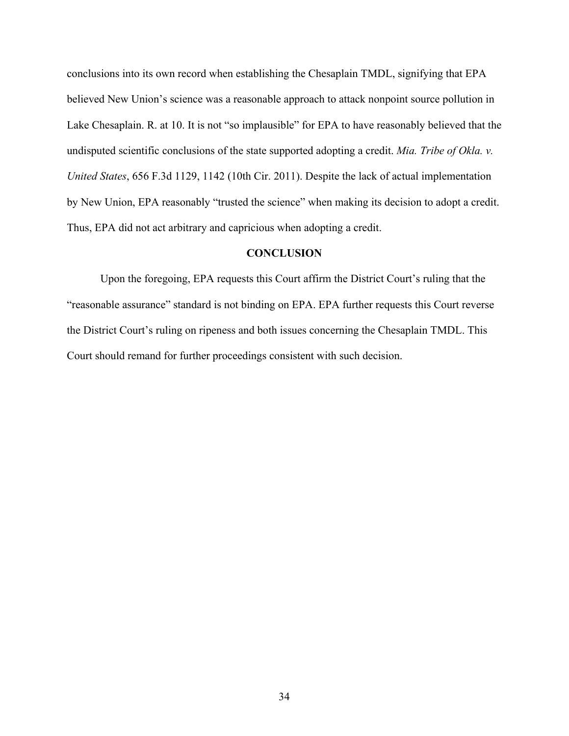conclusions into its own record when establishing the Chesaplain TMDL, signifying that EPA believed New Union's science was a reasonable approach to attack nonpoint source pollution in Lake Chesaplain. R. at 10. It is not "so implausible" for EPA to have reasonably believed that the undisputed scientific conclusions of the state supported adopting a credit. *Mia. Tribe of Okla. v. United States*, 656 F.3d 1129, 1142 (10th Cir. 2011). Despite the lack of actual implementation by New Union, EPA reasonably "trusted the science" when making its decision to adopt a credit. Thus, EPA did not act arbitrary and capricious when adopting a credit.

## CONCLUSION

Upon the foregoing, EPA requests this Court affirm the District Court's ruling that the "reasonable assurance" standard is not binding on EPA. EPA further requests this Court reverse the District Court's ruling on ripeness and both issues concerning the Chesaplain TMDL. This Court should remand for further proceedings consistent with such decision.